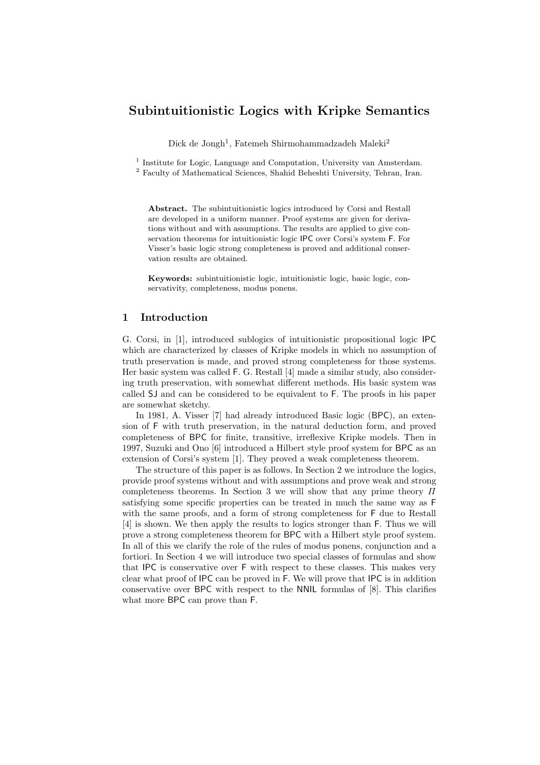# Subintuitionistic Logics with Kripke Semantics

Dick de Jongh[1], Fatemeh Shirmohammadzadeh Maleki[2]

[1] Institute for Logic, Language and Computation, University van Amsterdam.
[2] Faculty of Mathematical Sciences, Shahid Beheshti University, Tehran, Iran.

**Abstract.** The subintuitionistic logics introduced by Corsi and Restall are developed in a uniform manner. Proof systems are given for derivations without and with assumptions. The results are applied to give conservation theorems for intuitionistic logic IPC over Corsi's system F. For Visser's basic logic strong completeness is proved and additional conservation results are obtained.

**Keywords:** subintuitionistic logic, intuitionistic logic, basic logic, conservativity, completeness, modus ponens.

## 1 Introduction

G. Corsi, in [1], introduced sublogics of intuitionistic propositional logic IPC which are characterized by classes of Kripke models in which no assumption of truth preservation is made, and proved strong completeness for those systems. Her basic system was called F. G. Restall [4] made a similar study, also considering truth preservation, with somewhat different methods. His basic system was called SJ and can be considered to be equivalent to F. The proofs in his paper are somewhat sketchy.

In 1981, A. Visser [7] had already introduced Basic logic (BPC), an extension of F with truth preservation, in the natural deduction form, and proved completeness of BPC for finite, transitive, irreflexive Kripke models. Then in 1997, Suzuki and Ono [6] introduced a Hilbert style proof system for BPC as an extension of Corsi's system [1]. They proved a weak completeness theorem.

The structure of this paper is as follows. In Section 2 we introduce the logics, provide proof systems without and with assumptions and prove weak and strong completeness theorems. In Section 3 we will show that any prime theory $\Pi$ satisfying some specific properties can be treated in much the same way as F with the same proofs, and a form of strong completeness for F due to Restall [4] is shown. We then apply the results to logics stronger than F. Thus we will prove a strong completeness theorem for BPC with a Hilbert style proof system. In all of this we clarify the role of the rules of modus ponens, conjunction and a fortiori. In Section 4 we will introduce two special classes of formulas and show that IPC is conservative over F with respect to these classes. This makes very clear what proof of IPC can be proved in F. We will prove that IPC is in addition conservative over BPC with respect to the NNIL formulas of [8]. This clarifies what more BPC can prove than F.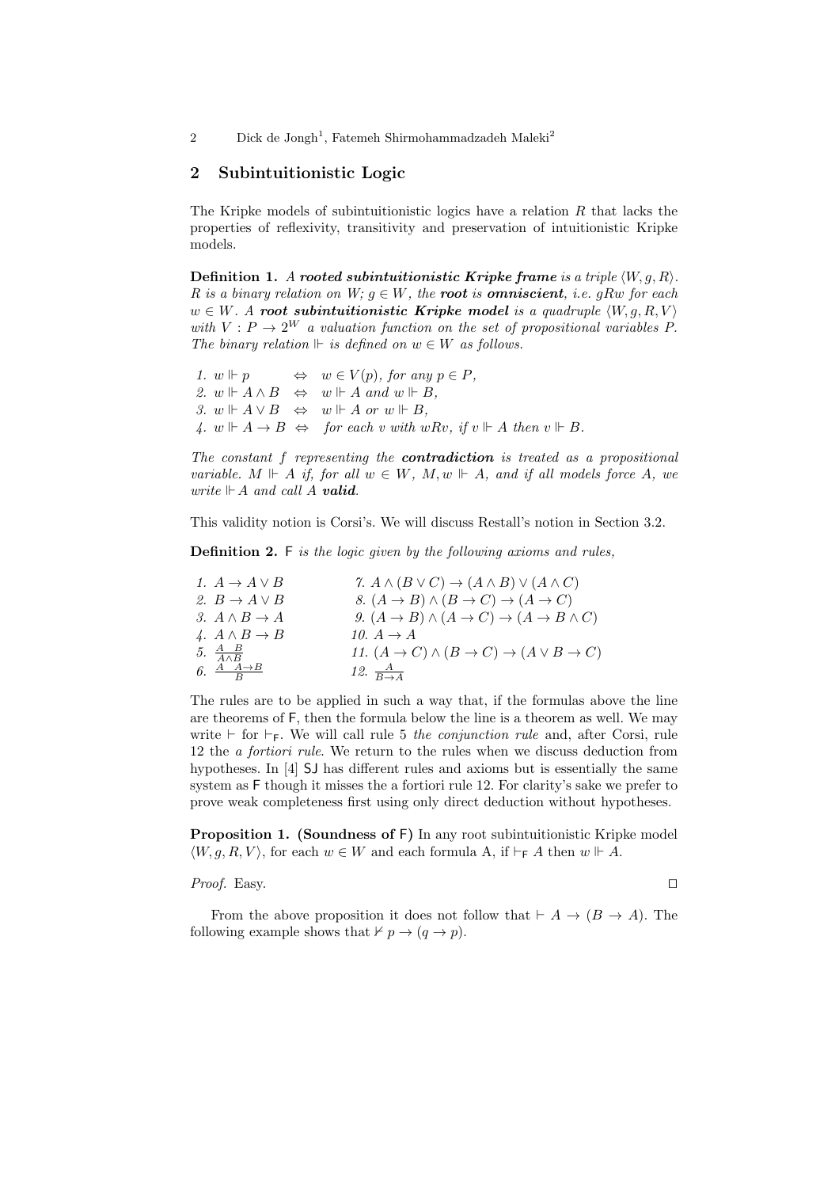## 2 Subintuitionistic Logic

The Kripke models of subintuitionistic logics have a relation $R$ that lacks the properties of reflexivity, transitivity and preservation of intuitionistic Kripke models.

**Definition 1.** *A* ***rooted subintuitionistic Kripke frame*** *is a triple* $\langle W, g, R\rangle$*.* $R$ *is a binary relation on* $W$*;* $g \in W$*, the* ***root*** *is* ***omniscient****, i.e.* $gRw$ *for each* $w \in W$*. A* ***root subintuitionistic Kripke model*** *is a quadruple* $\langle W, g, R, V\rangle$ *with* $V : P \to 2^W$ *a valuation function on the set of propositional variables* $P$*. The binary relation* $\Vdash$ *is defined on* $w \in W$ *as follows.*

1. $w \Vdash p \quad \Leftrightarrow \quad w \in V(p)$, *for any* $p \in P$,
2. $w \Vdash A \wedge B \quad \Leftrightarrow \quad w \Vdash A$ *and* $w \Vdash B$,
3. $w \Vdash A \vee B \quad \Leftrightarrow \quad w \Vdash A$ *or* $w \Vdash B$,
4. $w \Vdash A \to B \quad \Leftrightarrow \quad$ *for each* $v$ *with* $wRv$, *if* $v \Vdash A$ *then* $v \Vdash B$.

*The constant* $f$ *representing the* ***contradiction*** *is treated as a propositional variable.* $M \Vdash A$ *if, for all* $w \in W$*,* $M, w \Vdash A$*, and if all models force* $A$*, we write* $\Vdash A$ *and call* $A$ ***valid****.*

This validity notion is Corsi's. We will discuss Restall's notion in Section 3.2.

**Definition 2.** $\mathsf{F}$ *is the logic given by the following axioms and rules,*

1. $A \to A \vee B$
2. $B \to A \vee B$
3. $A \wedge B \to A$
4. $A \wedge B \to B$
5. $\dfrac{A \quad B}{A \wedge B}$
6. $\dfrac{A \quad A \to B}{B}$
7. $A \wedge (B \vee C) \to (A \wedge B) \vee (A \wedge C)$
8. $(A \to B) \wedge (B \to C) \to (A \to C)$
9. $(A \to B) \wedge (A \to C) \to (A \to B \wedge C)$
10. $A \to A$
11. $(A \to C) \wedge (B \to C) \to (A \vee B \to C)$
12. $\dfrac{A}{B \to A}$

The rules are to be applied in such a way that, if the formulas above the line are theorems of $\mathsf{F}$, then the formula below the line is a theorem as well. We may write $\vdash$ for $\vdash_{\mathsf{F}}$. We will call rule 5 *the conjunction rule* and, after Corsi, rule 12 the *a fortiori rule*. We return to the rules when we discuss deduction from hypotheses. In [4] $\mathsf{SJ}$ has different rules and axioms but is essentially the same system as $\mathsf{F}$ though it misses the a fortiori rule 12. For clarity's sake we prefer to prove weak completeness first using only direct deduction without hypotheses.

**Proposition 1. (Soundness of $\mathsf{F}$)** *In any root subintuitionistic Kripke model* $\langle W, g, R, V\rangle$*, for each* $w \in W$ *and each formula A, if* $\vdash_{\mathsf{F}} A$ *then* $w \Vdash A$*.*

*Proof.* Easy. □

From the above proposition it does not follow that $\vdash A \to (B \to A)$. The following example shows that $\nvdash p \to (q \to p)$.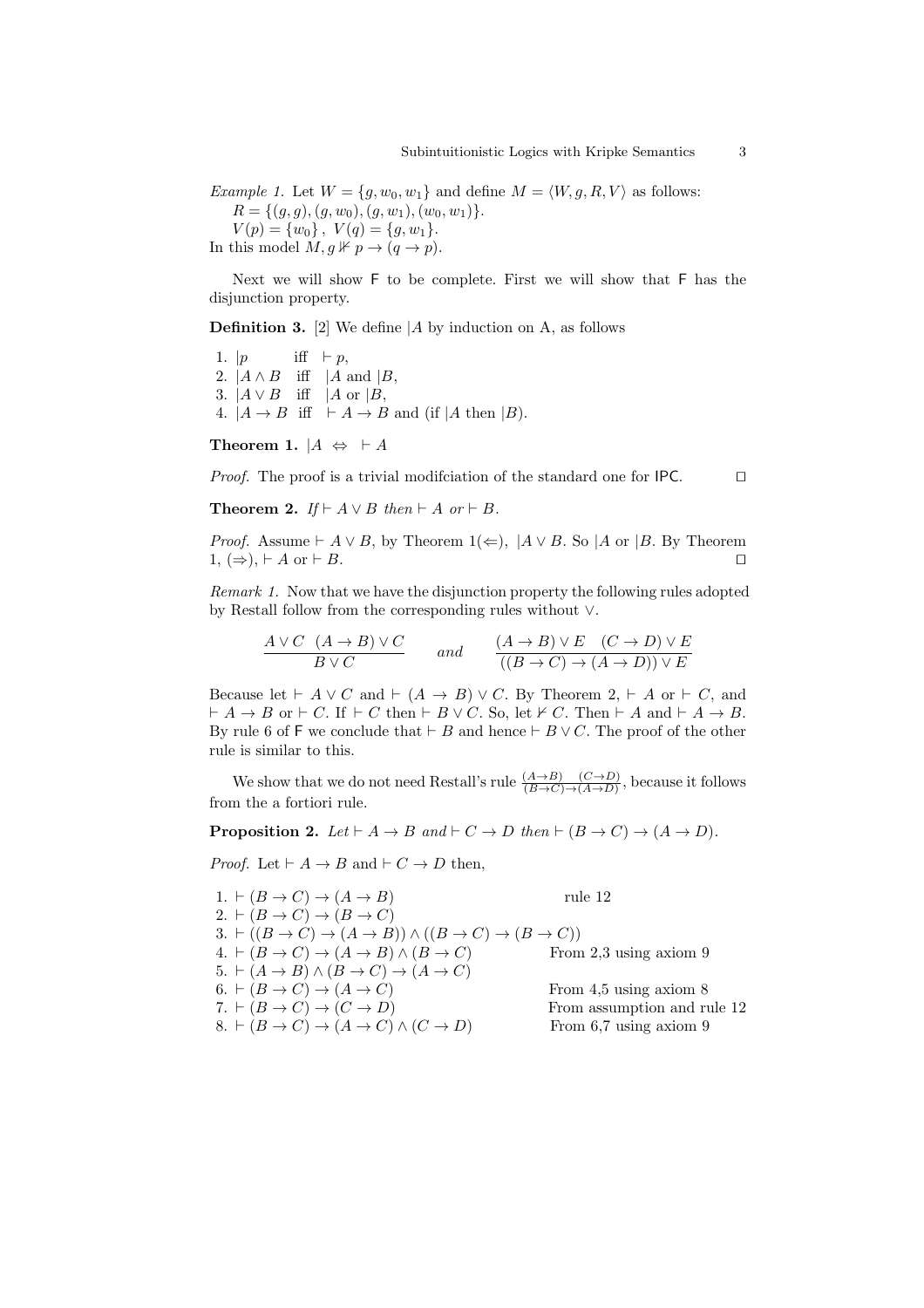*Example 1.* Let $W = \{g, w_0, w_1\}$ and define $M = \langle W, g, R, V\rangle$ as follows:
$R = \{(g, g), (g, w_0), (g, w_1), (w_0, w_1)\}$.
$V(p) = \{w_0\}$, $V(q) = \{g, w_1\}$.
In this model $M, g \nVdash p \to (q \to p)$.

Next we will show $\mathsf{F}$ to be complete. First we will show that $\mathsf{F}$ has the disjunction property.

**Definition 3.** [2] We define $|A$ by induction on A, as follows

1. $|p$ iff $\vdash p$,
2. $|A \wedge B$ iff $|A$ and $|B$,
3. $|A \vee B$ iff $|A$ or $|B$,
4. $|A \to B$ iff $\vdash A \to B$ and (if $|A$ then $|B$).

**Theorem 1.** $|A \Leftrightarrow\ \vdash A$

*Proof.* The proof is a trivial modifciation of the standard one for $\mathsf{IPC}$. □

**Theorem 2.** *If* $\vdash A \vee B$ *then* $\vdash A$ *or* $\vdash B$.

*Proof.* Assume $\vdash A \vee B$, by Theorem 1($\Leftarrow$), $|A \vee B$. So $|A$ or $|B$. By Theorem 1, ($\Rightarrow$), $\vdash A$ or $\vdash B$. □

*Remark 1.* Now that we have the disjunction property the following rules adopted by Restall follow from the corresponding rules without $\vee$.

$$\frac{A \vee C \quad (A \to B) \vee C}{B \vee C} \qquad and \qquad \frac{(A \to B) \vee E \quad (C \to D) \vee E}{((B \to C) \to (A \to D)) \vee E}$$

Because let $\vdash A \vee C$ and $\vdash (A \to B) \vee C$. By Theorem 2, $\vdash A$ or $\vdash C$, and $\vdash A \to B$ or $\vdash C$. If $\vdash C$ then $\vdash B \vee C$. So, let $\nvdash C$. Then $\vdash A$ and $\vdash A \to B$. By rule 6 of $\mathsf{F}$ we conclude that $\vdash B$ and hence $\vdash B \vee C$. The proof of the other rule is similar to this.

We show that we do not need Restall's rule $\frac{(A \to B) \quad (C \to D)}{(B \to C) \to (A \to D)}$, because it follows from the a fortiori rule.

**Proposition 2.** *Let* $\vdash A \to B$ *and* $\vdash C \to D$ *then* $\vdash (B \to C) \to (A \to D)$.

*Proof.* Let $\vdash A \to B$ and $\vdash C \to D$ then,

1. $\vdash (B \to C) \to (A \to B)$ — rule 12
2. $\vdash (B \to C) \to (B \to C)$
3. $\vdash ((B \to C) \to (A \to B)) \wedge ((B \to C) \to (B \to C))$
4. $\vdash (B \to C) \to (A \to B) \wedge (B \to C)$ — From 2,3 using axiom 9
5. $\vdash (A \to B) \wedge (B \to C) \to (A \to C)$
6. $\vdash (B \to C) \to (A \to C)$ — From 4,5 using axiom 8
7. $\vdash (B \to C) \to (C \to D)$ — From assumption and rule 12
8. $\vdash (B \to C) \to (A \to C) \wedge (C \to D)$ — From 6,7 using axiom 9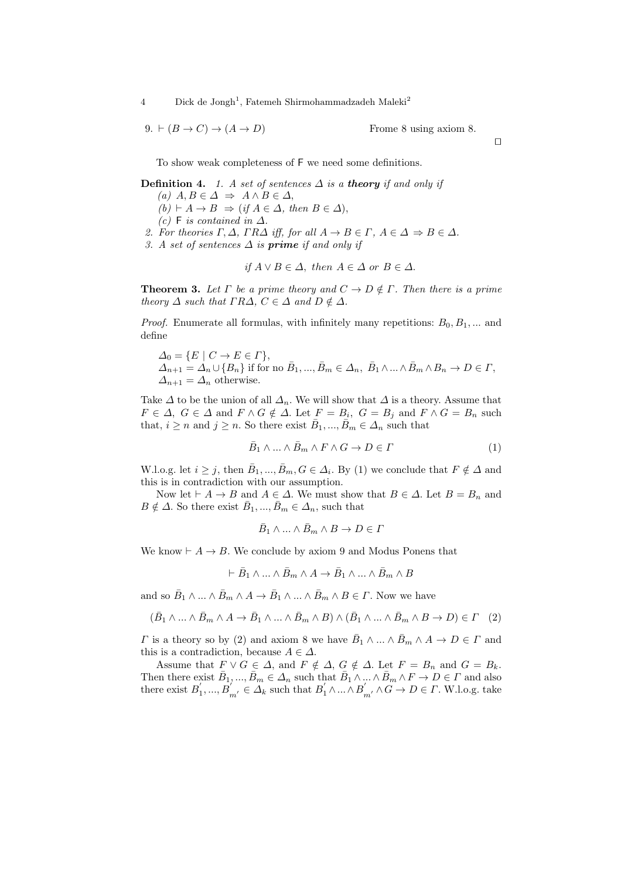9. $\vdash (B \to C) \to (A \to D)$ Frome 8 using axiom 8.

$\square$

To show weak completeness of $\mathsf{F}$ we need some definitions.

**Definition 4.** *1. A set of sentences $\Delta$ is a **theory** if and only if*
*(a) $A, B \in \Delta \;\Rightarrow\; A \wedge B \in \Delta$,*
*(b) $\vdash A \to B \;\Rightarrow$ (if $A \in \Delta$, then $B \in \Delta$),*
*(c) $\mathsf{F}$ is contained in $\Delta$.*
*2. For theories $\Gamma, \Delta$, $\Gamma R \Delta$ iff, for all $A \to B \in \Gamma$, $A \in \Delta \Rightarrow B \in \Delta$.*
*3. A set of sentences $\Delta$ is **prime** if and only if*

$$\textit{if } A \vee B \in \Delta, \textit{ then } A \in \Delta \textit{ or } B \in \Delta.$$

**Theorem 3.** *Let $\Gamma$ be a prime theory and $C \to D \notin \Gamma$. Then there is a prime theory $\Delta$ such that $\Gamma R \Delta$, $C \in \Delta$ and $D \notin \Delta$.*

*Proof.* Enumerate all formulas, with infinitely many repetitions: $B_0, B_1, ...$ and define

$\Delta_0 = \{E \mid C \to E \in \Gamma\}$,
$\Delta_{n+1} = \Delta_n \cup \{B_n\}$ if for no $\bar{B}_1, ..., \bar{B}_m \in \Delta_n$, $\bar{B}_1 \wedge ... \wedge \bar{B}_m \wedge B_n \to D \in \Gamma$,
$\Delta_{n+1} = \Delta_n$ otherwise.

Take $\Delta$ to be the union of all $\Delta_n$. We will show that $\Delta$ is a theory. Assume that $F \in \Delta$, $G \in \Delta$ and $F \wedge G \notin \Delta$. Let $F = B_i$, $G = B_j$ and $F \wedge G = B_n$ such that, $i \geq n$ and $j \geq n$. So there exist $\bar{B}_1, ..., \bar{B}_m \in \Delta_n$ such that

$$\bar{B}_1 \wedge ... \wedge \bar{B}_m \wedge F \wedge G \to D \in \Gamma \tag{1}$$

W.l.o.g. let $i \geq j$, then $\bar{B}_1, ..., \bar{B}_m, G \in \Delta_i$. By (1) we conclude that $F \notin \Delta$ and this is in contradiction with our assumption.

Now let $\vdash A \to B$ and $A \in \Delta$. We must show that $B \in \Delta$. Let $B = B_n$ and $B \notin \Delta$. So there exist $\bar{B}_1, ..., \bar{B}_m \in \Delta_n$, such that

$$\bar{B}_1 \wedge ... \wedge \bar{B}_m \wedge B \to D \in \Gamma$$

We know $\vdash A \to B$. We conclude by axiom 9 and Modus Ponens that

$$\vdash \bar{B}_1 \wedge ... \wedge \bar{B}_m \wedge A \to \bar{B}_1 \wedge ... \wedge \bar{B}_m \wedge B$$

and so $\bar{B}_1 \wedge ... \wedge \bar{B}_m \wedge A \to \bar{B}_1 \wedge ... \wedge \bar{B}_m \wedge B \in \Gamma$. Now we have

$$(\bar{B}_1 \wedge ... \wedge \bar{B}_m \wedge A \to \bar{B}_1 \wedge ... \wedge \bar{B}_m \wedge B) \wedge (\bar{B}_1 \wedge ... \wedge \bar{B}_m \wedge B \to D) \in \Gamma \tag{2}$$

$\Gamma$ is a theory so by (2) and axiom 8 we have $\bar{B}_1 \wedge ... \wedge \bar{B}_m \wedge A \to D \in \Gamma$ and this is a contradiction, because $A \in \Delta$.

Assume that $F \vee G \in \Delta$, and $F \notin \Delta$, $G \notin \Delta$. Let $F = B_n$ and $G = B_k$. Then there exist $\bar{B}_1, ..., \bar{B}_m \in \Delta_n$ such that $\bar{B}_1 \wedge ... \wedge \bar{B}_m \wedge F \to D \in \Gamma$ and also there exist $B'_1, ..., B'_{m'} \in \Delta_k$ such that $B'_1 \wedge ... \wedge B'_{m'} \wedge G \to D \in \Gamma$. W.l.o.g. take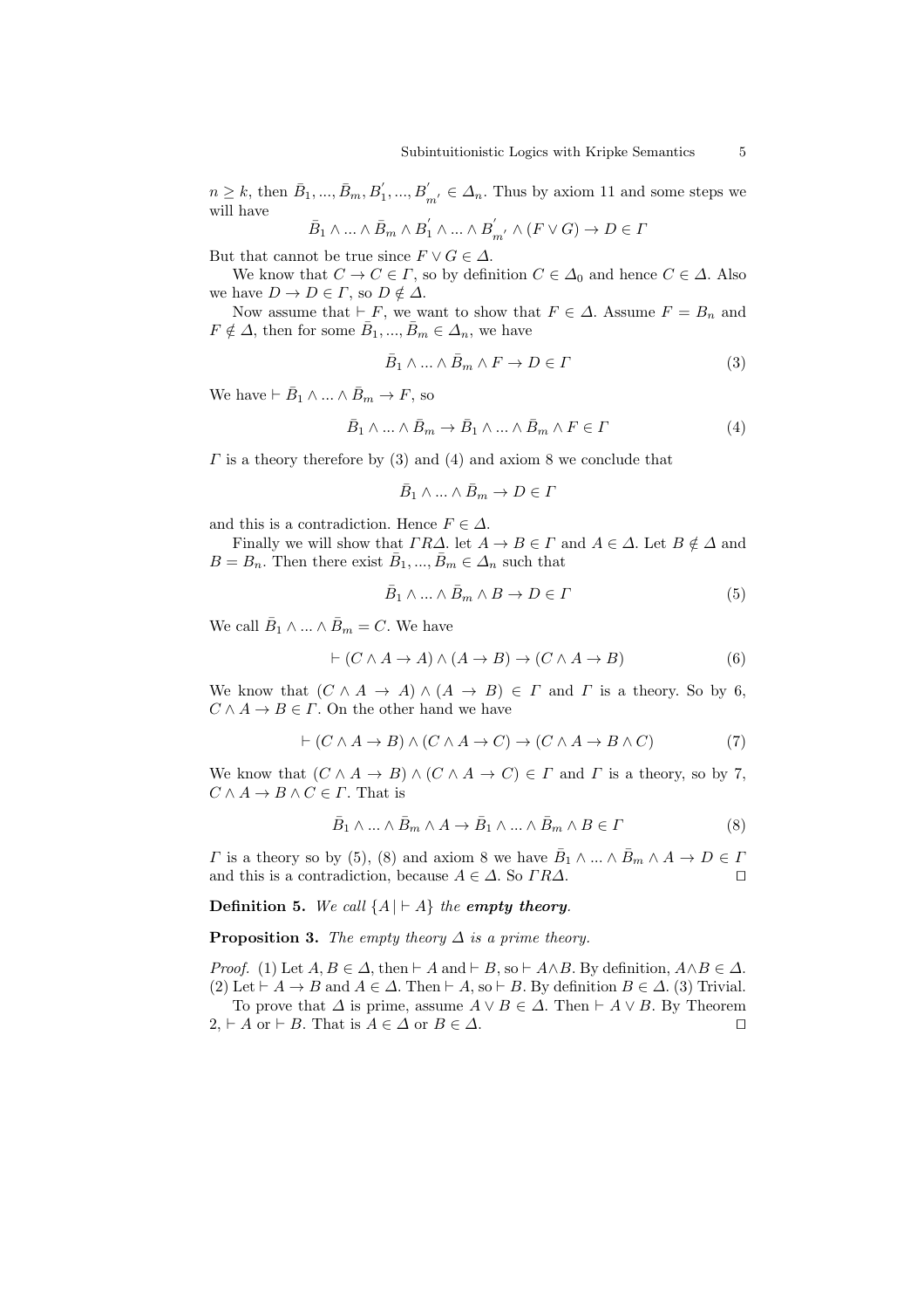$n \geq k$, then $\bar{B}_1, ..., \bar{B}_m, B_1^{'}, ..., B_{m'}^{'} \in \varDelta_n$. Thus by axiom 11 and some steps we will have

$$\bar{B}_1 \wedge ... \wedge \bar{B}_m \wedge B_1^{'} \wedge ... \wedge B_{m'}^{'} \wedge (F \vee G) \to D \in \varGamma$$

But that cannot be true since $F \vee G \in \varDelta$.

We know that $C \to C \in \varGamma$, so by definition $C \in \varDelta_0$ and hence $C \in \varDelta$. Also we have $D \to D \in \varGamma$, so $D \notin \varDelta$.

Now assume that $\vdash F$, we want to show that $F \in \varDelta$. Assume $F = B_n$ and $F \notin \varDelta$, then for some $\bar{B}_1, ..., \bar{B}_m \in \varDelta_n$, we have

$$\bar{B}_1 \wedge ... \wedge \bar{B}_m \wedge F \to D \in \varGamma \tag{3}$$

We have $\vdash \bar{B}_1 \wedge ... \wedge \bar{B}_m \to F$, so

$$\bar{B}_1 \wedge ... \wedge \bar{B}_m \to \bar{B}_1 \wedge ... \wedge \bar{B}_m \wedge F \in \varGamma \tag{4}$$

$\varGamma$ is a theory therefore by (3) and (4) and axiom 8 we conclude that

$$\bar{B}_1 \wedge ... \wedge \bar{B}_m \to D \in \varGamma$$

and this is a contradiction. Hence $F \in \varDelta$.

Finally we will show that $\varGamma R \varDelta$. let $A \to B \in \varGamma$ and $A \in \varDelta$. Let $B \notin \varDelta$ and $B = B_n$. Then there exist $\bar{B}_1, ..., \bar{B}_m \in \varDelta_n$ such that

$$\bar{B}_1 \wedge ... \wedge \bar{B}_m \wedge B \to D \in \varGamma \tag{5}$$

We call $\bar{B}_1 \wedge ... \wedge \bar{B}_m = C$. We have

$$\vdash (C \wedge A \to A) \wedge (A \to B) \to (C \wedge A \to B) \tag{6}$$

We know that $(C \wedge A \to A) \wedge (A \to B) \in \varGamma$ and $\varGamma$ is a theory. So by 6, $C \wedge A \to B \in \varGamma$. On the other hand we have

$$\vdash (C \wedge A \to B) \wedge (C \wedge A \to C) \to (C \wedge A \to B \wedge C) \tag{7}$$

We know that $(C \wedge A \to B) \wedge (C \wedge A \to C) \in \varGamma$ and $\varGamma$ is a theory, so by 7, $C \wedge A \to B \wedge C \in \varGamma$. That is

$$\bar{B}_1 \wedge ... \wedge \bar{B}_m \wedge A \to \bar{B}_1 \wedge ... \wedge \bar{B}_m \wedge B \in \varGamma \tag{8}$$

$\varGamma$ is a theory so by (5), (8) and axiom 8 we have $\bar{B}_1 \wedge ... \wedge \bar{B}_m \wedge A \to D \in \varGamma$ and this is a contradiction, because $A \in \varDelta$. So $\varGamma R \varDelta$. □

**Definition 5.** *We call* $\{A \,|\, \vdash A\}$ *the* ***empty theory****.*

**Proposition 3.** *The empty theory* $\varDelta$ *is a prime theory.*

*Proof.* (1) Let $A, B \in \varDelta$, then $\vdash A$ and $\vdash B$, so $\vdash A \wedge B$. By definition, $A \wedge B \in \varDelta$.
(2) Let $\vdash A \to B$ and $A \in \varDelta$. Then $\vdash A$, so $\vdash B$. By definition $B \in \varDelta$. (3) Trivial.

To prove that $\varDelta$ is prime, assume $A \vee B \in \varDelta$. Then $\vdash A \vee B$. By Theorem 2, $\vdash A$ or $\vdash B$. That is $A \in \varDelta$ or $B \in \varDelta$. □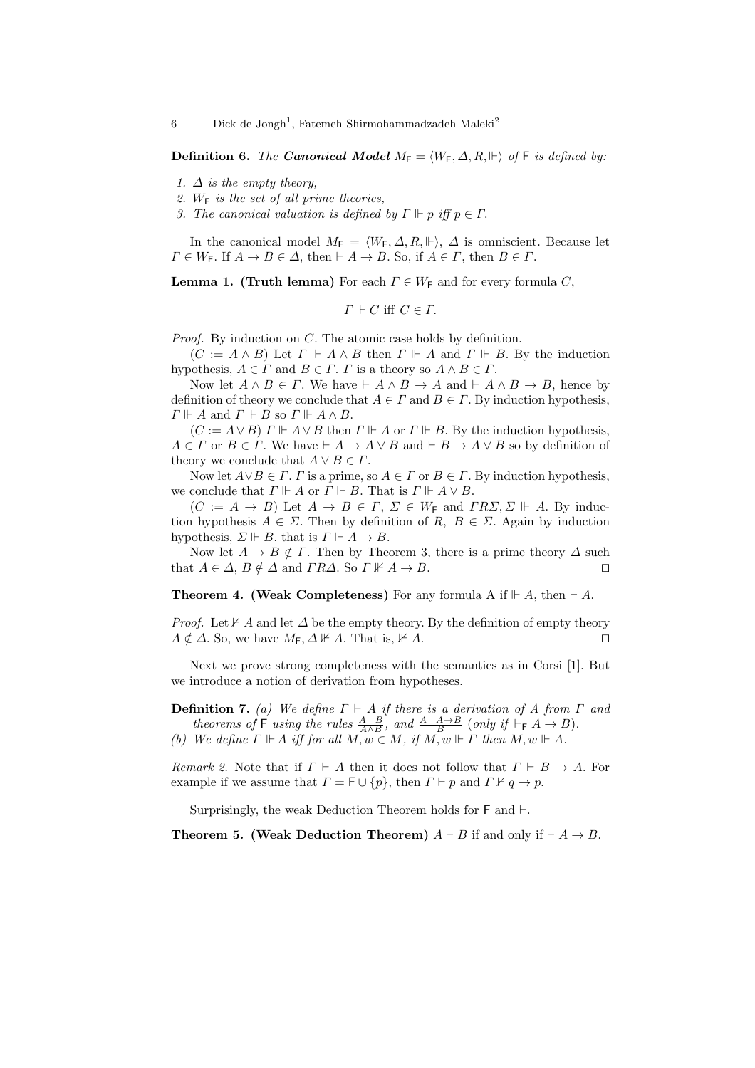**Definition 6.** *The **Canonical Model** $M_{\mathsf{F}} = \langle W_{\mathsf{F}}, \Delta, R, \Vdash \rangle$ of $\mathsf{F}$ is defined by:*

1. *$\Delta$ is the empty theory,*
2. *$W_{\mathsf{F}}$ is the set of all prime theories,*
3. *The canonical valuation is defined by $\Gamma \Vdash p$ iff $p \in \Gamma$.*

In the canonical model $M_{\mathsf{F}} = \langle W_{\mathsf{F}}, \Delta, R, \Vdash \rangle$, $\Delta$ is omniscient. Because let $\Gamma \in W_{\mathsf{F}}$. If $A \to B \in \Delta$, then $\vdash A \to B$. So, if $A \in \Gamma$, then $B \in \Gamma$.

**Lemma 1. (Truth lemma)** For each $\Gamma \in W_{\mathsf{F}}$ and for every formula $C$,

$$\Gamma \Vdash C \text{ iff } C \in \Gamma.$$

*Proof.* By induction on $C$. The atomic case holds by definition.

($C := A \wedge B$) Let $\Gamma \Vdash A \wedge B$ then $\Gamma \Vdash A$ and $\Gamma \Vdash B$. By the induction hypothesis, $A \in \Gamma$ and $B \in \Gamma$. $\Gamma$ is a theory so $A \wedge B \in \Gamma$.

Now let $A \wedge B \in \Gamma$. We have $\vdash A \wedge B \to A$ and $\vdash A \wedge B \to B$, hence by definition of theory we conclude that $A \in \Gamma$ and $B \in \Gamma$. By induction hypothesis, $\Gamma \Vdash A$ and $\Gamma \Vdash B$ so $\Gamma \Vdash A \wedge B$.

($C := A \vee B$) $\Gamma \Vdash A \vee B$ then $\Gamma \Vdash A$ or $\Gamma \Vdash B$. By the induction hypothesis, $A \in \Gamma$ or $B \in \Gamma$. We have $\vdash A \to A \vee B$ and $\vdash B \to A \vee B$ so by definition of theory we conclude that $A \vee B \in \Gamma$.

Now let $A \vee B \in \Gamma$. $\Gamma$ is a prime, so $A \in \Gamma$ or $B \in \Gamma$. By induction hypothesis, we conclude that $\Gamma \Vdash A$ or $\Gamma \Vdash B$. That is $\Gamma \Vdash A \vee B$.

($C := A \to B$) Let $A \to B \in \Gamma$, $\Sigma \in W_{\mathsf{F}}$ and $\Gamma R \Sigma$, $\Sigma \Vdash A$. By induction hypothesis $A \in \Sigma$. Then by definition of $R$, $B \in \Sigma$. Again by induction hypothesis, $\Sigma \Vdash B$. that is $\Gamma \Vdash A \to B$.

Now let $A \to B \notin \Gamma$. Then by Theorem 3, there is a prime theory $\Delta$ such that $A \in \Delta$, $B \notin \Delta$ and $\Gamma R \Delta$. So $\Gamma \nVdash A \to B$. ◻

**Theorem 4. (Weak Completeness)** For any formula A if $\Vdash A$, then $\vdash A$.

*Proof.* Let $\nvdash A$ and let $\Delta$ be the empty theory. By the definition of empty theory $A \notin \Delta$. So, we have $M_{\mathsf{F}}, \Delta \nVdash A$. That is, $\nVdash A$. ◻

Next we prove strong completeness with the semantics as in Corsi [1]. But we introduce a notion of derivation from hypotheses.

**Definition 7.** *(a) We define $\Gamma \vdash A$ if there is a derivation of $A$ from $\Gamma$ and theorems of $\mathsf{F}$ using the rules $\frac{A \quad B}{A \wedge B}$, and $\frac{A \quad A \to B}{B}$ (only if $\vdash_{\mathsf{F}} A \to B$).*
*(b) We define $\Gamma \Vdash A$ iff for all $M, w \in M$, if $M, w \Vdash \Gamma$ then $M, w \Vdash A$.*

*Remark 2.* Note that if $\Gamma \vdash A$ then it does not follow that $\Gamma \vdash B \to A$. For example if we assume that $\Gamma = \mathsf{F} \cup \{p\}$, then $\Gamma \vdash p$ and $\Gamma \nvdash q \to p$.

Surprisingly, the weak Deduction Theorem holds for $\mathsf{F}$ and $\vdash$.

**Theorem 5. (Weak Deduction Theorem)** $A \vdash B$ if and only if $\vdash A \to B$.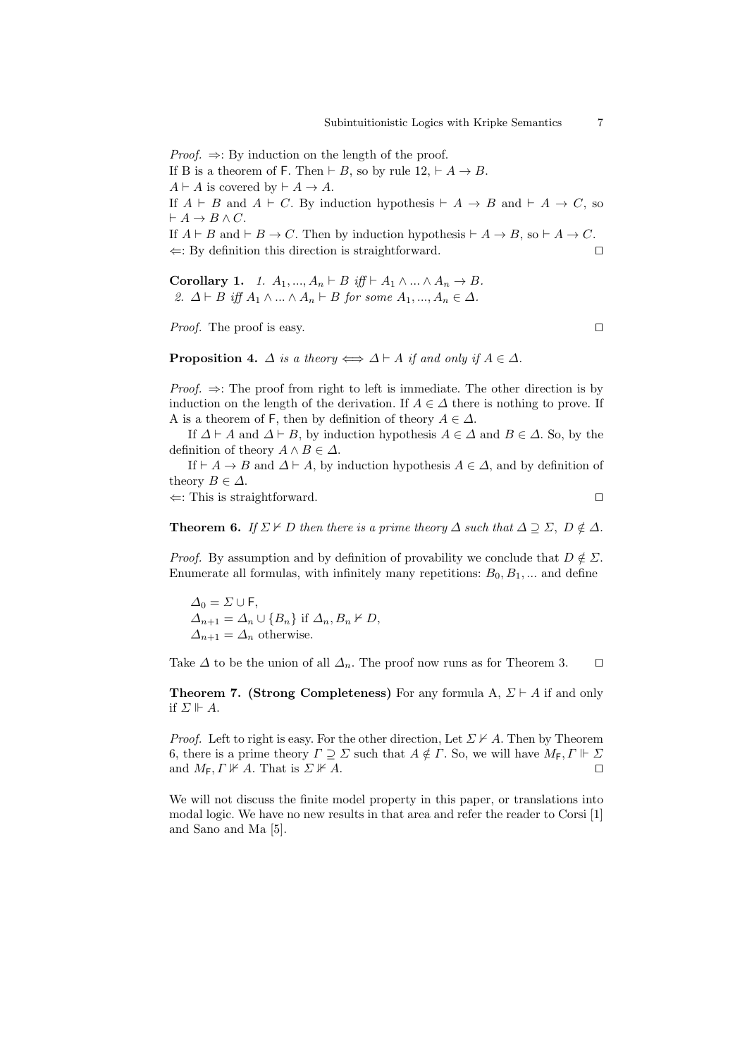*Proof.* $\Rightarrow$: By induction on the length of the proof.
If B is a theorem of $\mathsf{F}$. Then $\vdash B$, so by rule 12, $\vdash A \to B$.
$A \vdash A$ is covered by $\vdash A \to A$.
If $A \vdash B$ and $A \vdash C$. By induction hypothesis $\vdash A \to B$ and $\vdash A \to C$, so $\vdash A \to B \wedge C$.
If $A \vdash B$ and $\vdash B \to C$. Then by induction hypothesis $\vdash A \to B$, so $\vdash A \to C$.
$\Leftarrow$: By definition this direction is straightforward. $\square$

**Corollary 1.** *1. $A_1, ..., A_n \vdash B$ iff $\vdash A_1 \wedge ... \wedge A_n \to B$.*
*2. $\Delta \vdash B$ iff $A_1 \wedge ... \wedge A_n \vdash B$ for some $A_1, ..., A_n \in \Delta$.*

*Proof.* The proof is easy. $\square$

**Proposition 4.** *$\Delta$ is a theory $\Longleftrightarrow$ $\Delta \vdash A$ if and only if $A \in \Delta$.*

*Proof.* $\Rightarrow$: The proof from right to left is immediate. The other direction is by induction on the length of the derivation. If $A \in \Delta$ there is nothing to prove. If A is a theorem of $\mathsf{F}$, then by definition of theory $A \in \Delta$.

If $\Delta \vdash A$ and $\Delta \vdash B$, by induction hypothesis $A \in \Delta$ and $B \in \Delta$. So, by the definition of theory $A \wedge B \in \Delta$.

If $\vdash A \to B$ and $\Delta \vdash A$, by induction hypothesis $A \in \Delta$, and by definition of theory $B \in \Delta$.
$\Leftarrow$: This is straightforward. $\square$

**Theorem 6.** *If $\Sigma \nvdash D$ then there is a prime theory $\Delta$ such that $\Delta \supseteq \Sigma,\ D \notin \Delta$.*

*Proof.* By assumption and by definition of provability we conclude that $D \notin \Sigma$. Enumerate all formulas, with infinitely many repetitions: $B_0, B_1, ...$ and define

$\Delta_0 = \Sigma \cup \mathsf{F}$,
$\Delta_{n+1} = \Delta_n \cup \{B_n\}$ if $\Delta_n, B_n \nvdash D$,
$\Delta_{n+1} = \Delta_n$ otherwise.

Take $\Delta$ to be the union of all $\Delta_n$. The proof now runs as for Theorem 3. $\square$

**Theorem 7. (Strong Completeness)** For any formula A, $\Sigma \vdash A$ if and only if $\Sigma \Vdash A$.

*Proof.* Left to right is easy. For the other direction, Let $\Sigma \nvdash A$. Then by Theorem 6, there is a prime theory $\Gamma \supseteq \Sigma$ such that $A \notin \Gamma$. So, we will have $M_{\mathsf{F}}, \Gamma \Vdash \Sigma$ and $M_{\mathsf{F}}, \Gamma \nVdash A$. That is $\Sigma \nVdash A$. $\square$

We will not discuss the finite model property in this paper, or translations into modal logic. We have no new results in that area and refer the reader to Corsi [1] and Sano and Ma [5].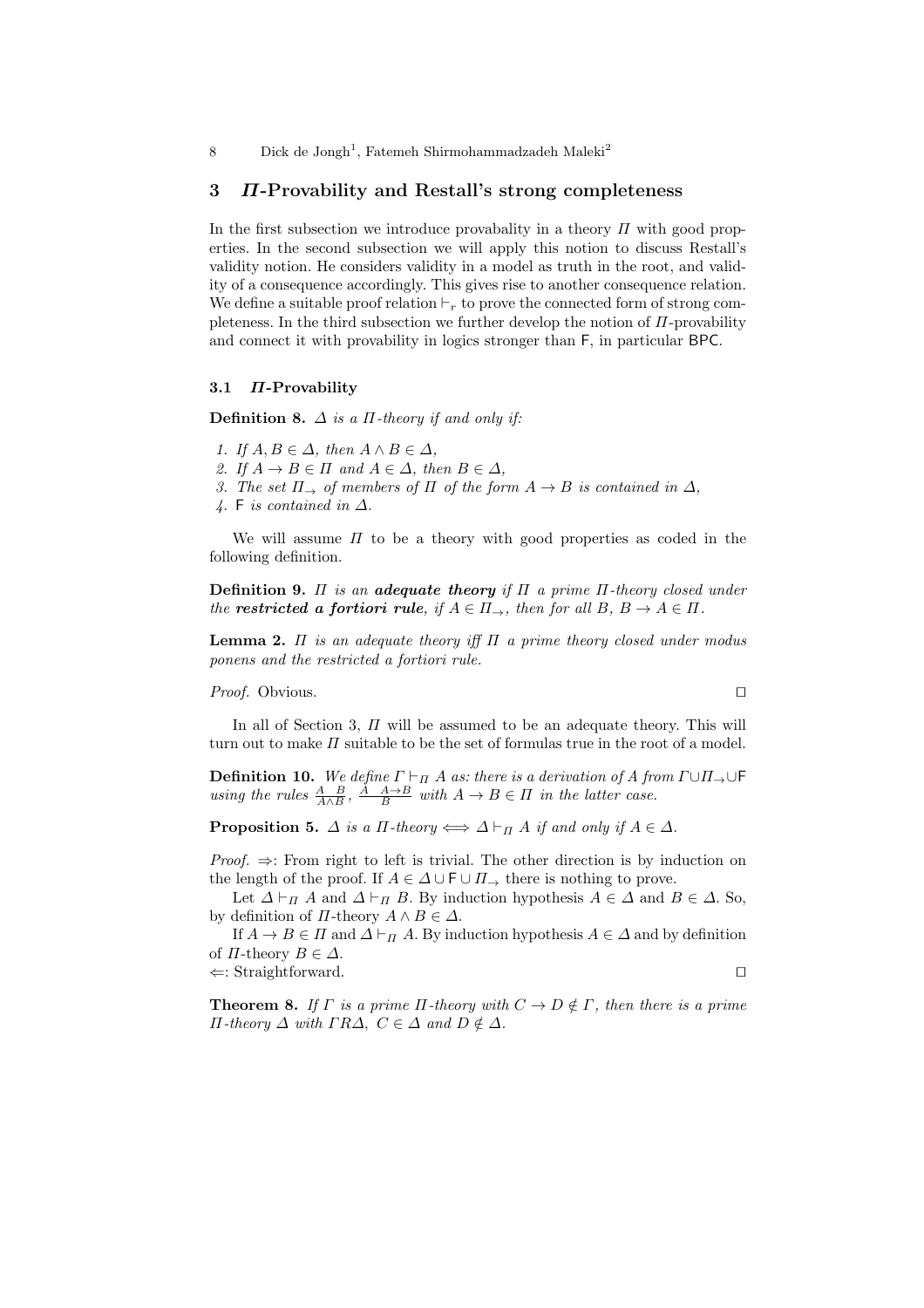## 3 *Π*-Provability and Restall's strong completeness

In the first subsection we introduce provability in a theory $\Pi$ with good properties. In the second subsection we will apply this notion to discuss Restall's validity notion. He considers validity in a model as truth in the root, and validity of a consequence accordingly. This gives rise to another consequence relation. We define a suitable proof relation $\vdash_r$ to prove the connected form of strong completeness. In the third subsection we further develop the notion of $\Pi$-provability and connect it with provability in logics stronger than $\mathsf{F}$, in particular $\mathsf{BPC}$.

### 3.1 *Π*-Provability

**Definition 8.** *$\Delta$ is a $\Pi$-theory if and only if:*

1. *If $A, B \in \Delta$, then $A \wedge B \in \Delta$,*
2. *If $A \to B \in \Pi$ and $A \in \Delta$, then $B \in \Delta$,*
3. *The set $\Pi_{\to}$ of members of $\Pi$ of the form $A \to B$ is contained in $\Delta$,*
4. *$\mathsf{F}$ is contained in $\Delta$.*

We will assume $\Pi$ to be a theory with good properties as coded in the following definition.

**Definition 9.** *$\Pi$ is an **adequate theory** if $\Pi$ a prime $\Pi$-theory closed under the **restricted a fortiori rule**, if $A \in \Pi_{\to}$, then for all $B$, $B \to A \in \Pi$.*

**Lemma 2.** *$\Pi$ is an adequate theory iff $\Pi$ a prime theory closed under modus ponens and the restricted a fortiori rule.*

*Proof.* Obvious. □

In all of Section 3, $\Pi$ will be assumed to be an adequate theory. This will turn out to make $\Pi$ suitable to be the set of formulas true in the root of a model.

**Definition 10.** *We define $\Gamma \vdash_{\Pi} A$ as: there is a derivation of $A$ from $\Gamma \cup \Pi_{\to} \cup \mathsf{F}$ using the rules $\frac{A \quad B}{A \wedge B}$, $\frac{A \quad A \to B}{B}$ with $A \to B \in \Pi$ in the latter case.*

**Proposition 5.** *$\Delta$ is a $\Pi$-theory $\Longleftrightarrow$ $\Delta \vdash_{\Pi} A$ if and only if $A \in \Delta$.*

*Proof.* $\Rightarrow$: From right to left is trivial. The other direction is by induction on the length of the proof. If $A \in \Delta \cup \mathsf{F} \cup \Pi_{\to}$ there is nothing to prove.

Let $\Delta \vdash_{\Pi} A$ and $\Delta \vdash_{\Pi} B$. By induction hypothesis $A \in \Delta$ and $B \in \Delta$. So, by definition of $\Pi$-theory $A \wedge B \in \Delta$.

If $A \to B \in \Pi$ and $\Delta \vdash_{\Pi} A$. By induction hypothesis $A \in \Delta$ and by definition of $\Pi$-theory $B \in \Delta$.

$\Leftarrow$: Straightforward. □

**Theorem 8.** *If $\Gamma$ is a prime $\Pi$-theory with $C \to D \notin \Gamma$, then there is a prime $\Pi$-theory $\Delta$ with $\Gamma R \Delta$, $C \in \Delta$ and $D \notin \Delta$.*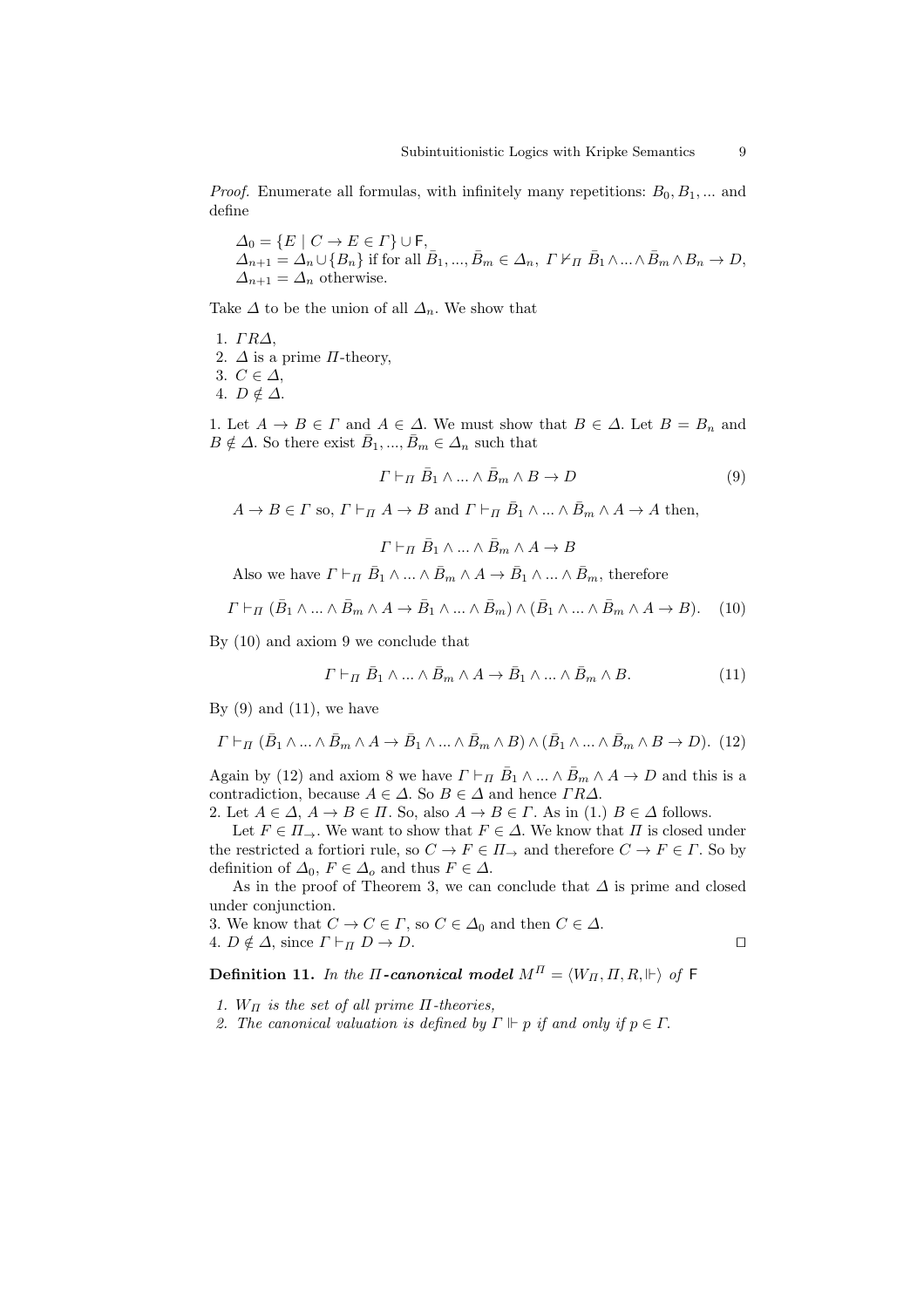*Proof.* Enumerate all formulas, with infinitely many repetitions: $B_0, B_1, ...$ and define

$\Delta_0 = \{E \mid C \to E \in \Gamma\} \cup \mathsf{F}$,
$\Delta_{n+1} = \Delta_n \cup \{B_n\}$ if for all $\bar{B}_1, ..., \bar{B}_m \in \Delta_n$, $\Gamma \nvdash_\Pi \bar{B}_1 \wedge ... \wedge \bar{B}_m \wedge B_n \to D$,
$\Delta_{n+1} = \Delta_n$ otherwise.

Take $\Delta$ to be the union of all $\Delta_n$. We show that

1. $\Gamma R \Delta$,
2. $\Delta$ is a prime $\Pi$-theory,
3. $C \in \Delta$,
4. $D \notin \Delta$.

1. Let $A \to B \in \Gamma$ and $A \in \Delta$. We must show that $B \in \Delta$. Let $B = B_n$ and $B \notin \Delta$. So there exist $\bar{B}_1, ..., \bar{B}_m \in \Delta_n$ such that

$$\Gamma \vdash_\Pi \bar{B}_1 \wedge ... \wedge \bar{B}_m \wedge B \to D \tag{9}$$

$A \to B \in \Gamma$ so, $\Gamma \vdash_\Pi A \to B$ and $\Gamma \vdash_\Pi \bar{B}_1 \wedge ... \wedge \bar{B}_m \wedge A \to A$ then,

$$\Gamma \vdash_\Pi \bar{B}_1 \wedge ... \wedge \bar{B}_m \wedge A \to B$$

Also we have $\Gamma \vdash_\Pi \bar{B}_1 \wedge ... \wedge \bar{B}_m \wedge A \to \bar{B}_1 \wedge ... \wedge \bar{B}_m$, therefore

$$\Gamma \vdash_\Pi (\bar{B}_1 \wedge ... \wedge \bar{B}_m \wedge A \to \bar{B}_1 \wedge ... \wedge \bar{B}_m) \wedge (\bar{B}_1 \wedge ... \wedge \bar{B}_m \wedge A \to B). \tag{10}$$

By (10) and axiom 9 we conclude that

$$\Gamma \vdash_\Pi \bar{B}_1 \wedge ... \wedge \bar{B}_m \wedge A \to \bar{B}_1 \wedge ... \wedge \bar{B}_m \wedge B. \tag{11}$$

By (9) and (11), we have

$$\Gamma \vdash_\Pi (\bar{B}_1 \wedge ... \wedge \bar{B}_m \wedge A \to \bar{B}_1 \wedge ... \wedge \bar{B}_m \wedge B) \wedge (\bar{B}_1 \wedge ... \wedge \bar{B}_m \wedge B \to D). \tag{12}$$

Again by (12) and axiom 8 we have $\Gamma \vdash_\Pi \bar{B}_1 \wedge ... \wedge \bar{B}_m \wedge A \to D$ and this is a contradiction, because $A \in \Delta$. So $B \in \Delta$ and hence $\Gamma R \Delta$.

2. Let $A \in \Delta$, $A \to B \in \Pi$. So, also $A \to B \in \Gamma$. As in (1.) $B \in \Delta$ follows.

Let $F \in \Pi_\to$. We want to show that $F \in \Delta$. We know that $\Pi$ is closed under the restricted a fortiori rule, so $C \to F \in \Pi_\to$ and therefore $C \to F \in \Gamma$. So by definition of $\Delta_0$, $F \in \Delta_o$ and thus $F \in \Delta$.

As in the proof of Theorem 3, we can conclude that $\Delta$ is prime and closed under conjunction.

3. We know that $C \to C \in \Gamma$, so $C \in \Delta_0$ and then $C \in \Delta$.

4. $D \notin \Delta$, since $\Gamma \vdash_\Pi D \to D$. ☐

**Definition 11.** *In the $\Pi$-**canonical model** $M^\Pi = \langle W_\Pi, \Pi, R, \Vdash\rangle$ of* $\mathsf{F}$

1. *$W_\Pi$ is the set of all prime $\Pi$-theories,*
2. *The canonical valuation is defined by $\Gamma \Vdash p$ if and only if $p \in \Gamma$.*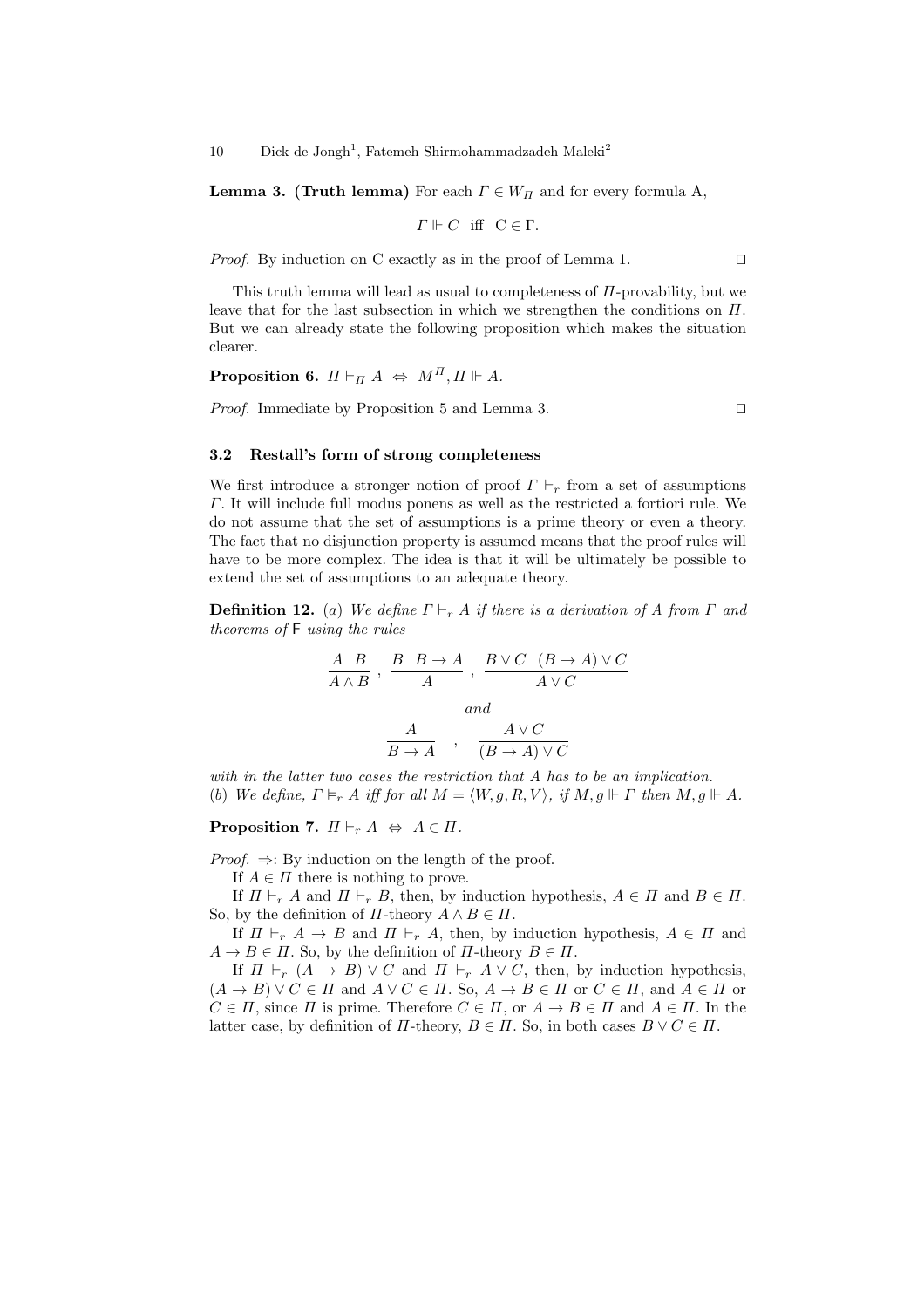**Lemma 3. (Truth lemma)** For each $\Gamma \in W_\Pi$ and for every formula A,

$$\Gamma \Vdash C \;\text{ iff }\; \mathrm{C} \in \Gamma.$$

*Proof.* By induction on C exactly as in the proof of Lemma 1. ◻

This truth lemma will lead as usual to completeness of $\Pi$-provability, but we leave that for the last subsection in which we strengthen the conditions on $\Pi$. But we can already state the following proposition which makes the situation clearer.

**Proposition 6.** $\Pi \vdash_\Pi A \;\Leftrightarrow\; M^\Pi, \Pi \Vdash A.$

*Proof.* Immediate by Proposition 5 and Lemma 3. ◻

### 3.2 Restall's form of strong completeness

We first introduce a stronger notion of proof $\Gamma \vdash_r$ from a set of assumptions $\Gamma$. It will include full modus ponens as well as the restricted a fortiori rule. We do not assume that the set of assumptions is a prime theory or even a theory. The fact that no disjunction property is assumed means that the proof rules will have to be more complex. The idea is that it will be ultimately be possible to extend the set of assumptions to an adequate theory.

**Definition 12.** (*a*) *We define $\Gamma \vdash_r A$ if there is a derivation of A from $\Gamma$ and theorems of* $\mathsf{F}$ *using the rules*

$$\frac{A \quad B}{A \wedge B}\;,\quad \frac{B \quad B \to A}{A}\;,\quad \frac{B \vee C \quad (B \to A) \vee C}{A \vee C}$$

*and*

$$\frac{A}{B \to A}\quad,\quad \frac{A \vee C}{(B \to A) \vee C}$$

*with in the latter two cases the restriction that A has to be an implication.*
(*b*) *We define, $\Gamma \vDash_r A$ iff for all $M = \langle W, g, R, V\rangle$, if $M, g \Vdash \Gamma$ then $M, g \Vdash A$.*

**Proposition 7.** $\Pi \vdash_r A \;\Leftrightarrow\; A \in \Pi.$

*Proof.* $\Rightarrow$: By induction on the length of the proof.

If $A \in \Pi$ there is nothing to prove.

If $\Pi \vdash_r A$ and $\Pi \vdash_r B$, then, by induction hypothesis, $A \in \Pi$ and $B \in \Pi$. So, by the definition of $\Pi$-theory $A \wedge B \in \Pi$.

If $\Pi \vdash_r A \to B$ and $\Pi \vdash_r A$, then, by induction hypothesis, $A \in \Pi$ and $A \to B \in \Pi$. So, by the definition of $\Pi$-theory $B \in \Pi$.

If $\Pi \vdash_r (A \to B) \vee C$ and $\Pi \vdash_r A \vee C$, then, by induction hypothesis, $(A \to B) \vee C \in \Pi$ and $A \vee C \in \Pi$. So, $A \to B \in \Pi$ or $C \in \Pi$, and $A \in \Pi$ or $C \in \Pi$, since $\Pi$ is prime. Therefore $C \in \Pi$, or $A \to B \in \Pi$ and $A \in \Pi$. In the latter case, by definition of $\Pi$-theory, $B \in \Pi$. So, in both cases $B \vee C \in \Pi$.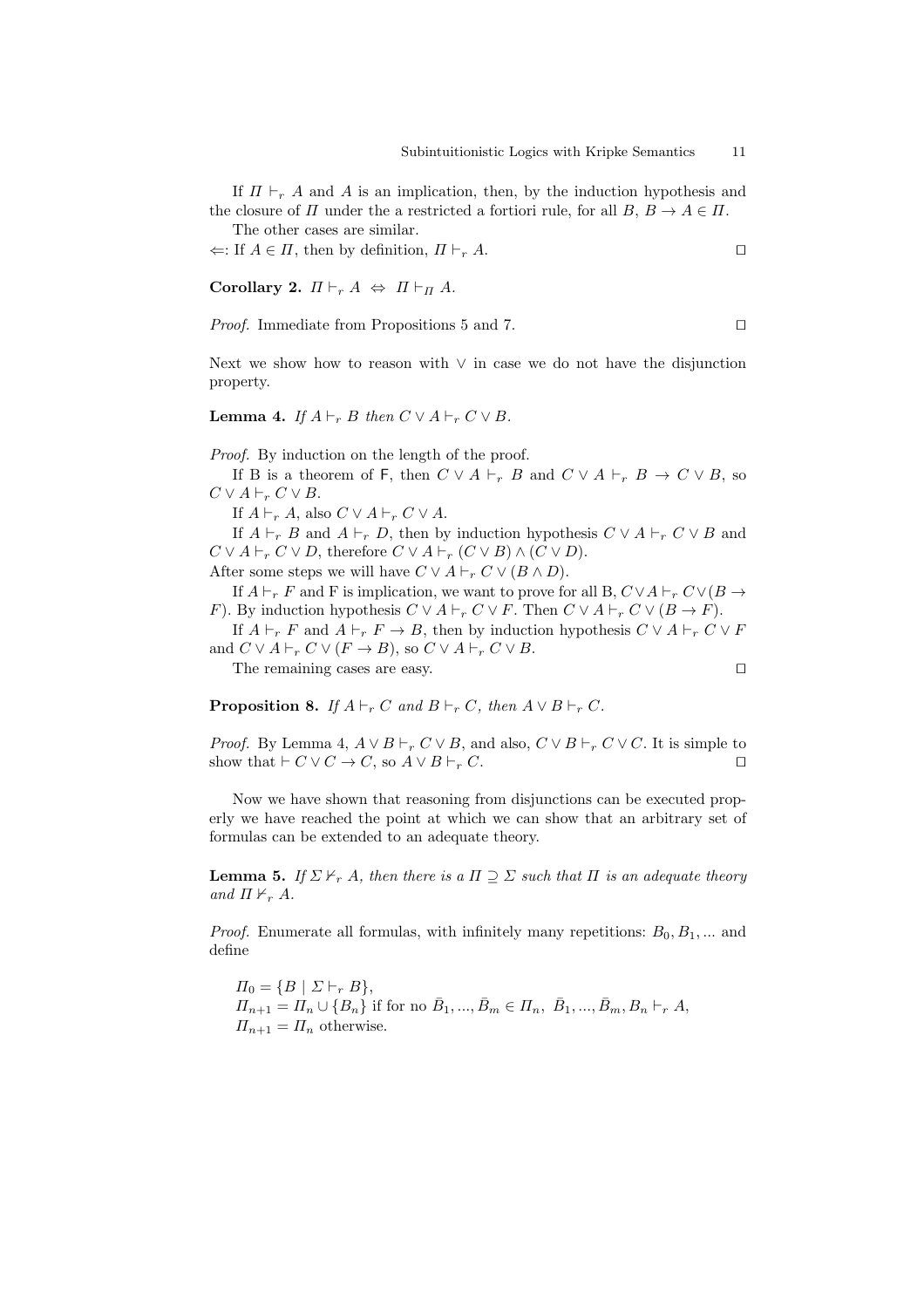If $\Pi \vdash_r A$ and $A$ is an implication, then, by the induction hypothesis and the closure of $\Pi$ under the a restricted a fortiori rule, for all $B$, $B \to A \in \Pi$.

The other cases are similar.

$\Leftarrow$: If $A \in \Pi$, then by definition, $\Pi \vdash_r A$. □

**Corollary 2.** $\Pi \vdash_r A \;\Leftrightarrow\; \Pi \vdash_\Pi A$.

*Proof.* Immediate from Propositions 5 and 7. □

Next we show how to reason with $\vee$ in case we do not have the disjunction property.

**Lemma 4.** *If $A \vdash_r B$ then $C \vee A \vdash_r C \vee B$.*

*Proof.* By induction on the length of the proof.

If B is a theorem of $\mathsf{F}$, then $C \vee A \vdash_r B$ and $C \vee A \vdash_r B \to C \vee B$, so $C \vee A \vdash_r C \vee B$.

If $A \vdash_r A$, also $C \vee A \vdash_r C \vee A$.

If $A \vdash_r B$ and $A \vdash_r D$, then by induction hypothesis $C \vee A \vdash_r C \vee B$ and $C \vee A \vdash_r C \vee D$, therefore $C \vee A \vdash_r (C \vee B) \wedge (C \vee D)$.
After some steps we will have $C \vee A \vdash_r C \vee (B \wedge D)$.

If $A \vdash_r F$ and F is implication, we want to prove for all B, $C \vee A \vdash_r C \vee (B \to F)$. By induction hypothesis $C \vee A \vdash_r C \vee F$. Then $C \vee A \vdash_r C \vee (B \to F)$.

If $A \vdash_r F$ and $A \vdash_r F \to B$, then by induction hypothesis $C \vee A \vdash_r C \vee F$ and $C \vee A \vdash_r C \vee (F \to B)$, so $C \vee A \vdash_r C \vee B$.

The remaining cases are easy. □

**Proposition 8.** *If $A \vdash_r C$ and $B \vdash_r C$, then $A \vee B \vdash_r C$.*

*Proof.* By Lemma 4, $A \vee B \vdash_r C \vee B$, and also, $C \vee B \vdash_r C \vee C$. It is simple to show that $\vdash C \vee C \to C$, so $A \vee B \vdash_r C$. □

Now we have shown that reasoning from disjunctions can be executed properly we have reached the point at which we can show that an arbitrary set of formulas can be extended to an adequate theory.

**Lemma 5.** *If $\Sigma \nvdash_r A$, then there is a $\Pi \supseteq \Sigma$ such that $\Pi$ is an adequate theory and $\Pi \nvdash_r A$.*

*Proof.* Enumerate all formulas, with infinitely many repetitions: $B_0, B_1, ...$ and define

$\Pi_0 = \{B \mid \Sigma \vdash_r B\}$,
$\Pi_{n+1} = \Pi_n \cup \{B_n\}$ if for no $\bar{B}_1, ..., \bar{B}_m \in \Pi_n$, $\bar{B}_1, ..., \bar{B}_m, B_n \vdash_r A$,
$\Pi_{n+1} = \Pi_n$ otherwise.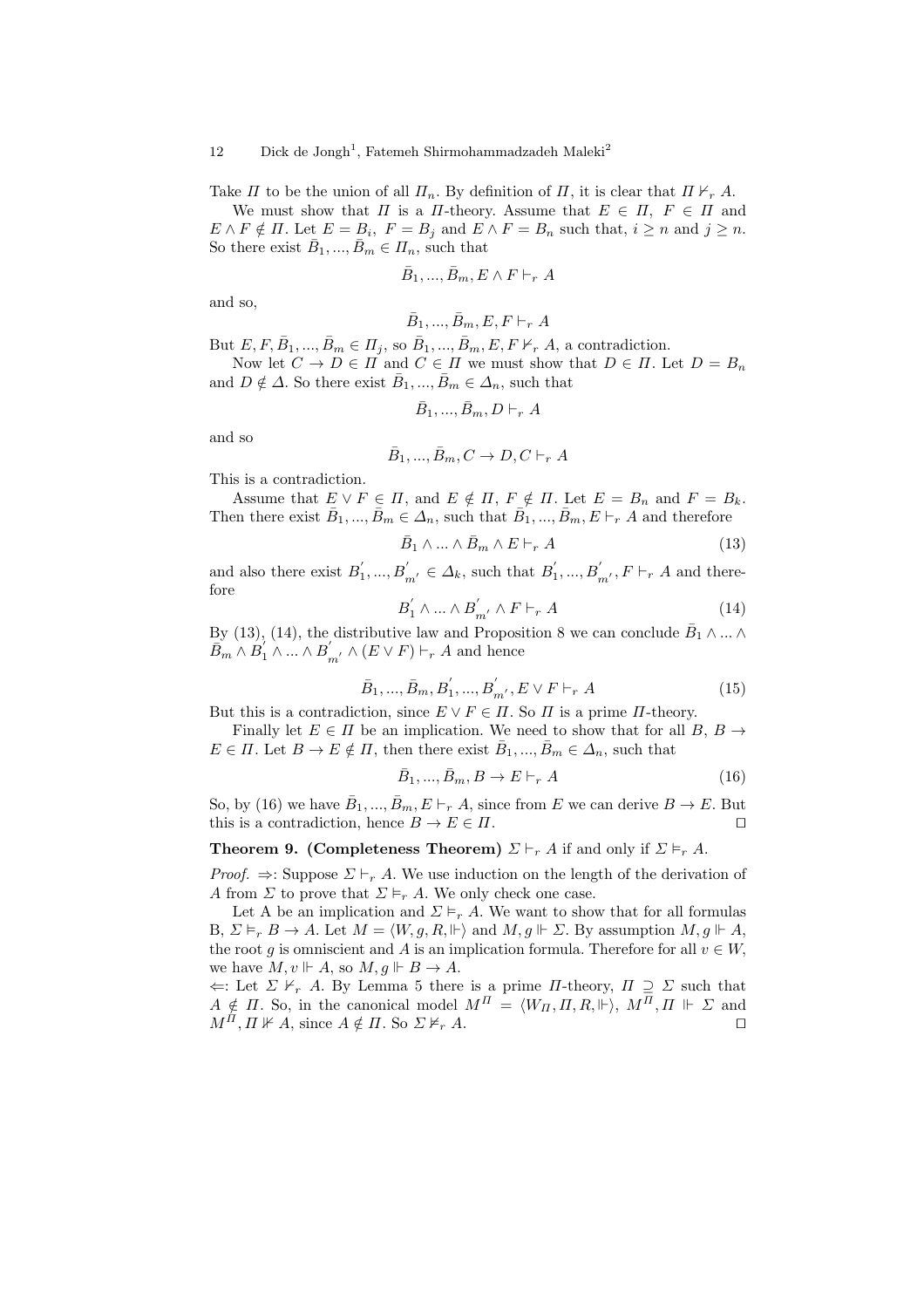Take $\varPi$ to be the union of all $\varPi_n$. By definition of $\varPi$, it is clear that $\varPi \nvdash_r A$.

We must show that $\varPi$ is a $\varPi$-theory. Assume that $E \in \varPi$, $F \in \varPi$ and $E \wedge F \notin \varPi$. Let $E = B_i$, $F = B_j$ and $E \wedge F = B_n$ such that, $i \geq n$ and $j \geq n$. So there exist $\bar{B}_1, ..., \bar{B}_m \in \varPi_n$, such that

$$\bar{B}_1, ..., \bar{B}_m, E \wedge F \vdash_r A$$

and so,

$$\bar{B}_1, ..., \bar{B}_m, E, F \vdash_r A$$

But $E, F, \bar{B}_1, ..., \bar{B}_m \in \varPi_j$, so $\bar{B}_1, ..., \bar{B}_m, E, F \nvdash_r A$, a contradiction.

Now let $C \to D \in \varPi$ and $C \in \varPi$ we must show that $D \in \varPi$. Let $D = B_n$ and $D \notin \varDelta$. So there exist $\bar{B}_1, ..., \bar{B}_m \in \varDelta_n$, such that

$$\bar{B}_1, ..., \bar{B}_m, D \vdash_r A$$

and so

$$\bar{B}_1, ..., \bar{B}_m, C \to D, C \vdash_r A$$

This is a contradiction.

Assume that $E \vee F \in \varPi$, and $E \notin \varPi$, $F \notin \varPi$. Let $E = B_n$ and $F = B_k$. Then there exist $\bar{B}_1, ..., \bar{B}_m \in \varDelta_n$, such that $\bar{B}_1, ..., \bar{B}_m, E \vdash_r A$ and therefore

$$\bar{B}_1 \wedge ... \wedge \bar{B}_m \wedge E \vdash_r A \tag{13}$$

and also there exist $B'_1, ..., B'_{m'} \in \varDelta_k$, such that $B'_1, ..., B'_{m'}, F \vdash_r A$ and therefore

$$B'_1 \wedge ... \wedge B'_{m'} \wedge F \vdash_r A \tag{14}$$

By (13), (14), the distributive law and Proposition 8 we can conclude $\bar{B}_1 \wedge ... \wedge \bar{B}_m \wedge B'_1 \wedge ... \wedge B'_{m'} \wedge (E \vee F) \vdash_r A$ and hence

$$\bar{B}_1, ..., \bar{B}_m, B'_1, ..., B'_{m'}, E \vee F \vdash_r A \tag{15}$$

But this is a contradiction, since $E \vee F \in \varPi$. So $\varPi$ is a prime $\varPi$-theory.

Finally let $E \in \varPi$ be an implication. We need to show that for all $B$, $B \to E \in \varPi$. Let $B \to E \notin \varPi$, then there exist $\bar{B}_1, ..., \bar{B}_m \in \varDelta_n$, such that

$$\bar{B}_1, ..., \bar{B}_m, B \to E \vdash_r A \tag{16}$$

So, by (16) we have $\bar{B}_1, ..., \bar{B}_m, E \vdash_r A$, since from $E$ we can derive $B \to E$. But this is a contradiction, hence $B \to E \in \varPi$. ◻

**Theorem 9. (Completeness Theorem)** $\varSigma \vdash_r A$ if and only if $\varSigma \vDash_r A$.

*Proof.* $\Rightarrow$: Suppose $\varSigma \vdash_r A$. We use induction on the length of the derivation of $A$ from $\varSigma$ to prove that $\varSigma \vDash_r A$. We only check one case.

Let A be an implication and $\varSigma \vDash_r A$. We want to show that for all formulas B, $\varSigma \vDash_r B \to A$. Let $M = \langle W, g, R, \Vdash \rangle$ and $M, g \Vdash \varSigma$. By assumption $M, g \Vdash A$, the root $g$ is omniscient and $A$ is an implication formula. Therefore for all $v \in W$, we have $M, v \Vdash A$, so $M, g \Vdash B \to A$.

$\Leftarrow$: Let $\varSigma \nvdash_r A$. By Lemma 5 there is a prime $\varPi$-theory, $\varPi \supseteq \varSigma$ such that $A \notin \varPi$. So, in the canonical model $M^{\varPi} = \langle W_{\varPi}, \varPi, R, \Vdash \rangle$, $M^{\varPi}, \varPi \Vdash \varSigma$ and $M^{\varPi}, \varPi \nVdash A$, since $A \notin \varPi$. So $\varSigma \nvDash_r A$. ◻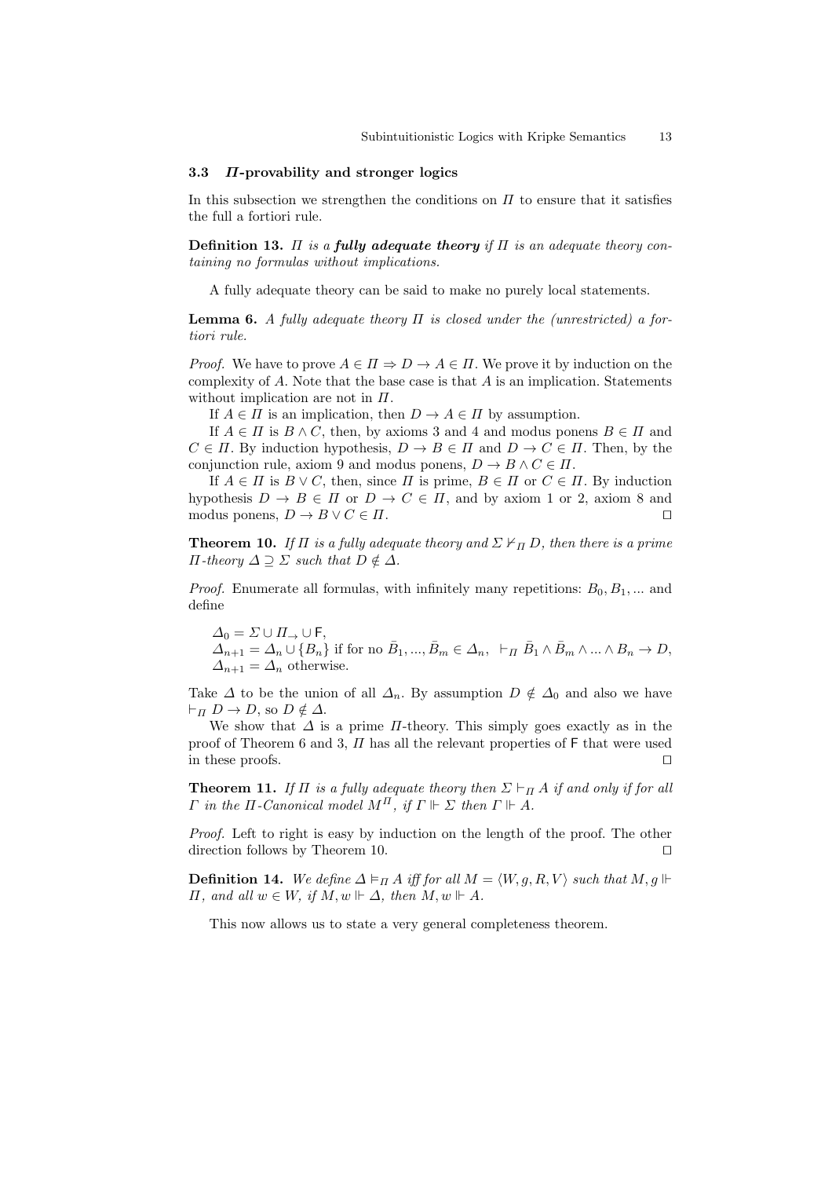### 3.3 $\Pi$-provability and stronger logics

In this subsection we strengthen the conditions on $\Pi$ to ensure that it satisfies the full a fortiori rule.

**Definition 13.** *$\Pi$ is a **fully adequate theory** if $\Pi$ is an adequate theory containing no formulas without implications.*

A fully adequate theory can be said to make no purely local statements.

**Lemma 6.** *A fully adequate theory $\Pi$ is closed under the (unrestricted) a fortiori rule.*

*Proof.* We have to prove $A \in \Pi \Rightarrow D \to A \in \Pi$. We prove it by induction on the complexity of $A$. Note that the base case is that $A$ is an implication. Statements without implication are not in $\Pi$.

If $A \in \Pi$ is an implication, then $D \to A \in \Pi$ by assumption.

If $A \in \Pi$ is $B \wedge C$, then, by axioms 3 and 4 and modus ponens $B \in \Pi$ and $C \in \Pi$. By induction hypothesis, $D \to B \in \Pi$ and $D \to C \in \Pi$. Then, by the conjunction rule, axiom 9 and modus ponens, $D \to B \wedge C \in \Pi$.

If $A \in \Pi$ is $B \vee C$, then, since $\Pi$ is prime, $B \in \Pi$ or $C \in \Pi$. By induction hypothesis $D \to B \in \Pi$ or $D \to C \in \Pi$, and by axiom 1 or 2, axiom 8 and modus ponens, $D \to B \vee C \in \Pi$. ◻

**Theorem 10.** *If $\Pi$ is a fully adequate theory and $\Sigma \nvdash_\Pi D$, then there is a prime $\Pi$-theory $\Delta \supseteq \Sigma$ such that $D \notin \Delta$.*

*Proof.* Enumerate all formulas, with infinitely many repetitions: $B_0, B_1, ...$ and define

$\Delta_0 = \Sigma \cup \Pi_{\to} \cup \mathsf{F}$,
$\Delta_{n+1} = \Delta_n \cup \{B_n\}$ if for no $\bar{B}_1, ..., \bar{B}_m \in \Delta_n$, $\vdash_\Pi \bar{B}_1 \wedge \bar{B}_m \wedge ... \wedge B_n \to D$,
$\Delta_{n+1} = \Delta_n$ otherwise.

Take $\Delta$ to be the union of all $\Delta_n$. By assumption $D \notin \Delta_0$ and also we have $\vdash_\Pi D \to D$, so $D \notin \Delta$.

We show that $\Delta$ is a prime $\Pi$-theory. This simply goes exactly as in the proof of Theorem 6 and 3, $\Pi$ has all the relevant properties of $\mathsf{F}$ that were used in these proofs. ◻

**Theorem 11.** *If $\Pi$ is a fully adequate theory then $\Sigma \vdash_\Pi A$ if and only if for all $\Gamma$ in the $\Pi$-Canonical model $M^\Pi$, if $\Gamma \Vdash \Sigma$ then $\Gamma \Vdash A$.*

*Proof.* Left to right is easy by induction on the length of the proof. The other direction follows by Theorem 10. ◻

**Definition 14.** *We define $\Delta \vDash_\Pi A$ iff for all $M = \langle W, g, R, V \rangle$ such that $M, g \Vdash \Pi$, and all $w \in W$, if $M, w \Vdash \Delta$, then $M, w \Vdash A$.*

This now allows us to state a very general completeness theorem.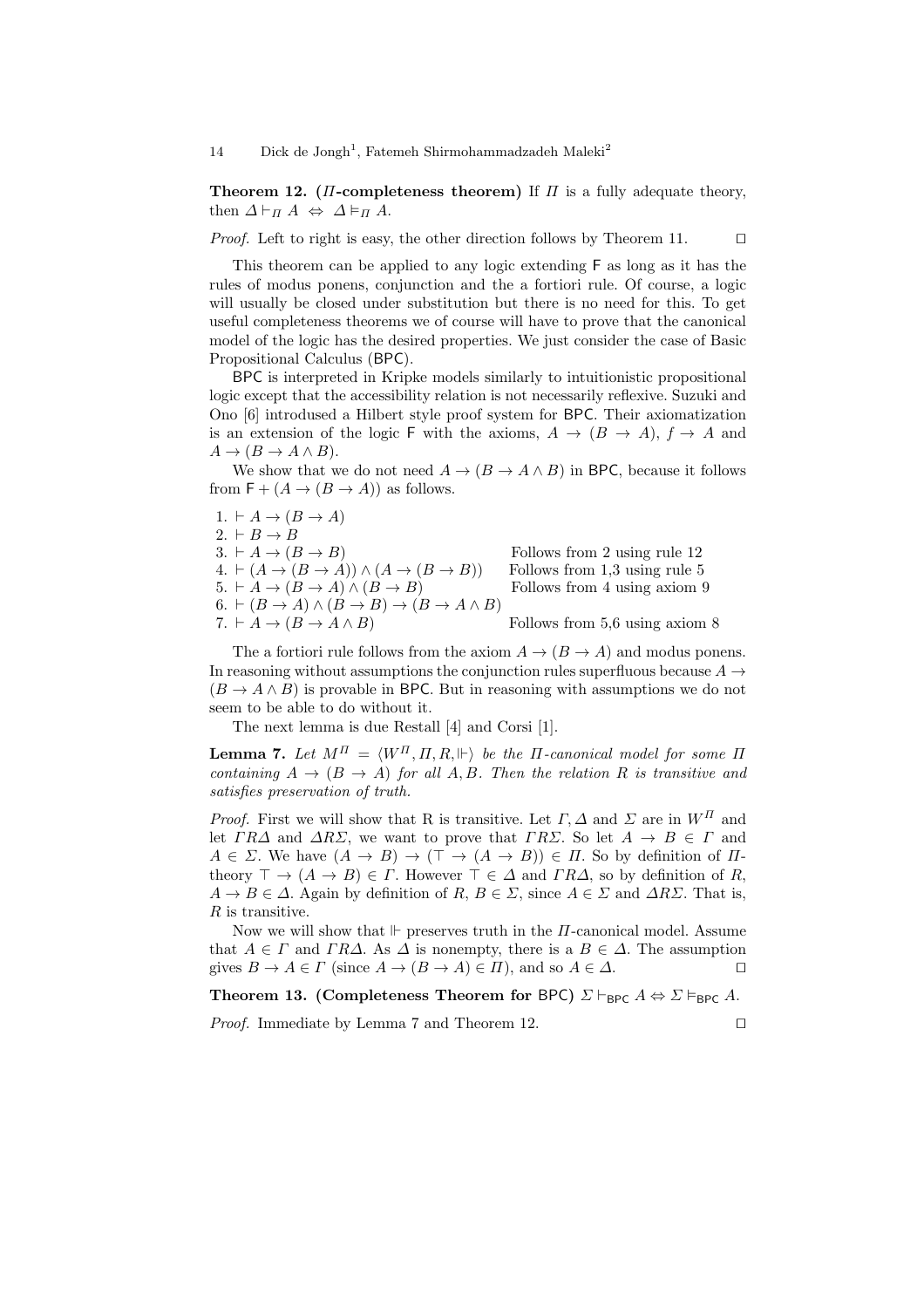**Theorem 12. ($\Pi$-completeness theorem)** If $\Pi$ is a fully adequate theory, then $\Delta \vdash_{\Pi} A \;\Leftrightarrow\; \Delta \vDash_{\Pi} A$.

*Proof.* Left to right is easy, the other direction follows by Theorem 11. ⊓⊔

This theorem can be applied to any logic extending F as long as it has the rules of modus ponens, conjunction and the a fortiori rule. Of course, a logic will usually be closed under substitution but there is no need for this. To get useful completeness theorems we of course will have to prove that the canonical model of the logic has the desired properties. We just consider the case of Basic Propositional Calculus (BPC).

BPC is interpreted in Kripke models similarly to intuitionistic propositional logic except that the accessibility relation is not necessarily reflexive. Suzuki and Ono [6] introdused a Hilbert style proof system for BPC. Their axiomatization is an extension of the logic F with the axioms, $A \to (B \to A)$, $f \to A$ and $A \to (B \to A \wedge B)$.

We show that we do not need $A \to (B \to A \wedge B)$ in BPC, because it follows from $\mathsf{F} + (A \to (B \to A))$ as follows.

1. $\vdash A \to (B \to A)$
2. $\vdash B \to B$
3. $\vdash A \to (B \to B)$ — Follows from 2 using rule 12
4. $\vdash (A \to (B \to A)) \wedge (A \to (B \to B))$ — Follows from 1,3 using rule 5
5. $\vdash A \to (B \to A) \wedge (B \to B)$ — Follows from 4 using axiom 9
6. $\vdash (B \to A) \wedge (B \to B) \to (B \to A \wedge B)$
7. $\vdash A \to (B \to A \wedge B)$ — Follows from 5,6 using axiom 8

The a fortiori rule follows from the axiom $A \to (B \to A)$ and modus ponens. In reasoning without assumptions the conjunction rules superfluous because $A \to (B \to A \wedge B)$ is provable in BPC. But in reasoning with assumptions we do not seem to be able to do without it.

The next lemma is due Restall [4] and Corsi [1].

**Lemma 7.** *Let $M^{\Pi} = \langle W^{\Pi}, \Pi, R, \Vdash \rangle$ be the $\Pi$-canonical model for some $\Pi$ containing $A \to (B \to A)$ for all $A, B$. Then the relation $R$ is transitive and satisfies preservation of truth.*

*Proof.* First we will show that R is transitive. Let $\Gamma, \Delta$ and $\Sigma$ are in $W^{\Pi}$ and let $\Gamma R \Delta$ and $\Delta R \Sigma$, we want to prove that $\Gamma R \Sigma$. So let $A \to B \in \Gamma$ and $A \in \Sigma$. We have $(A \to B) \to (\top \to (A \to B)) \in \Pi$. So by definition of $\Pi$-theory $\top \to (A \to B) \in \Gamma$. However $\top \in \Delta$ and $\Gamma R \Delta$, so by definition of $R$, $A \to B \in \Delta$. Again by definition of $R$, $B \in \Sigma$, since $A \in \Sigma$ and $\Delta R \Sigma$. That is, $R$ is transitive.

Now we will show that $\Vdash$ preserves truth in the $\Pi$-canonical model. Assume that $A \in \Gamma$ and $\Gamma R \Delta$. As $\Delta$ is nonempty, there is a $B \in \Delta$. The assumption gives $B \to A \in \Gamma$ (since $A \to (B \to A) \in \Pi$), and so $A \in \Delta$. ⊓⊔

**Theorem 13. (Completeness Theorem for BPC)** $\Sigma \vdash_{\mathsf{BPC}} A \Leftrightarrow \Sigma \vDash_{\mathsf{BPC}} A$.

*Proof.* Immediate by Lemma 7 and Theorem 12. ⊓⊔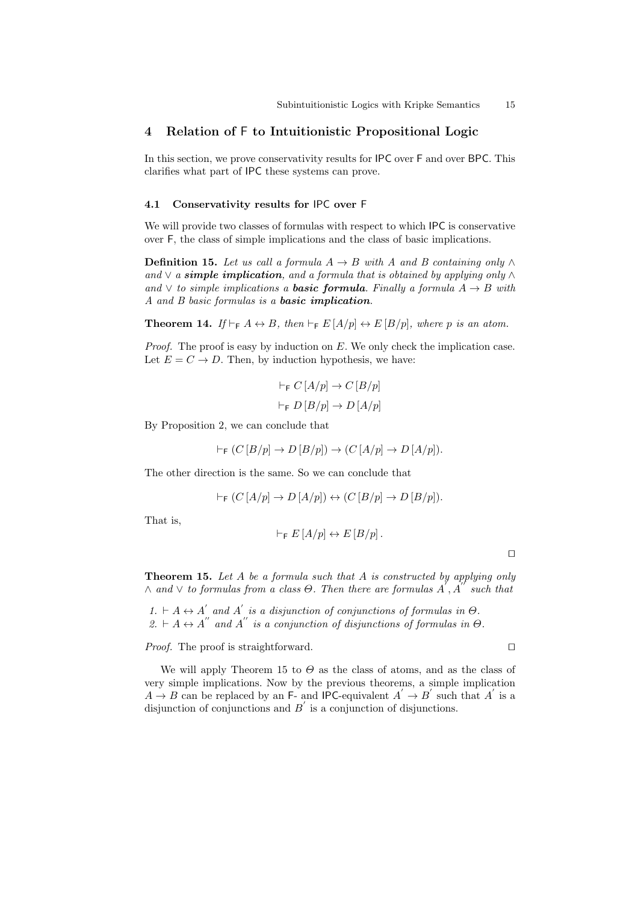## 4 Relation of F to Intuitionistic Propositional Logic

In this section, we prove conservativity results for IPC over F and over BPC. This clarifies what part of IPC these systems can prove.

### 4.1 Conservativity results for IPC over F

We will provide two classes of formulas with respect to which IPC is conservative over F, the class of simple implications and the class of basic implications.

**Definition 15.** *Let us call a formula $A \to B$ with $A$ and $B$ containing only $\wedge$ and $\vee$ a **simple implication**, and a formula that is obtained by applying only $\wedge$ and $\vee$ to simple implications a **basic formula**. Finally a formula $A \to B$ with $A$ and $B$ basic formulas is a **basic implication**.*

**Theorem 14.** *If $\vdash_{\mathsf{F}} A \leftrightarrow B$, then $\vdash_{\mathsf{F}} E[A/p] \leftrightarrow E[B/p]$, where $p$ is an atom.*

*Proof.* The proof is easy by induction on $E$. We only check the implication case. Let $E = C \to D$. Then, by induction hypothesis, we have:

$$\vdash_{\mathsf{F}} C[A/p] \to C[B/p]$$

$$\vdash_{\mathsf{F}} D[B/p] \to D[A/p]$$

By Proposition 2, we can conclude that

$$\vdash_{\mathsf{F}} (C[B/p] \to D[B/p]) \to (C[A/p] \to D[A/p]).$$

The other direction is the same. So we can conclude that

$$\vdash_{\mathsf{F}} (C[A/p] \to D[A/p]) \leftrightarrow (C[B/p] \to D[B/p]).$$

That is,

$$\vdash_{\mathsf{F}} E[A/p] \leftrightarrow E[B/p].$$

□

**Theorem 15.** *Let $A$ be a formula such that $A$ is constructed by applying only $\wedge$ and $\vee$ to formulas from a class $\Theta$. Then there are formulas $A', A''$ such that*

1. *$\vdash A \leftrightarrow A'$ and $A'$ is a disjunction of conjunctions of formulas in $\Theta$.*
2. *$\vdash A \leftrightarrow A''$ and $A''$ is a conjunction of disjunctions of formulas in $\Theta$.*

*Proof.* The proof is straightforward. □

We will apply Theorem 15 to $\Theta$ as the class of atoms, and as the class of very simple implications. Now by the previous theorems, a simple implication $A \to B$ can be replaced by an F- and IPC-equivalent $A' \to B'$ such that $A'$ is a disjunction of conjunctions and $B'$ is a conjunction of disjunctions.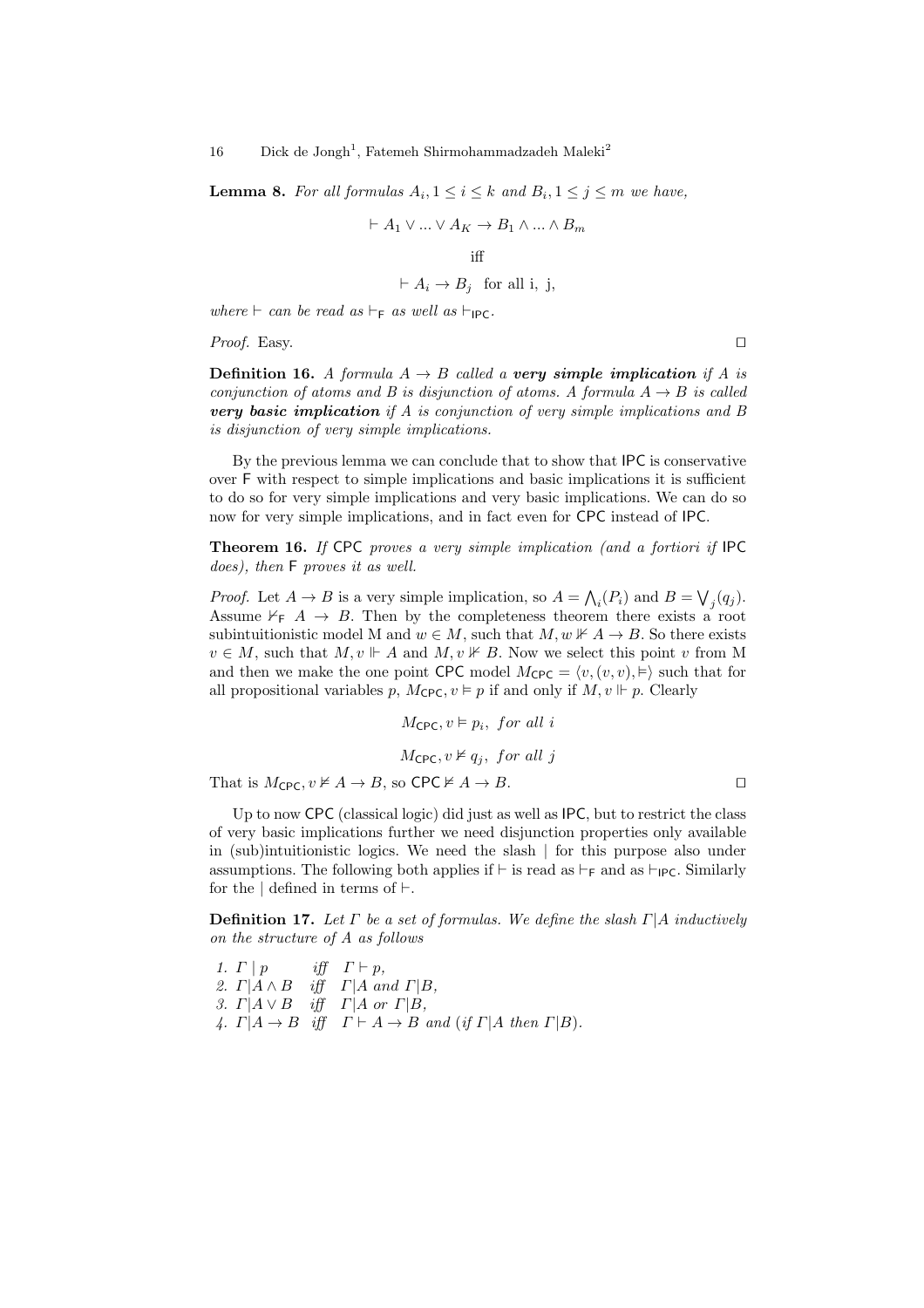**Lemma 8.** *For all formulas $A_i, 1 \leq i \leq k$ and $B_i, 1 \leq j \leq m$ we have,*

$$\vdash A_1 \vee ... \vee A_K \to B_1 \wedge ... \wedge B_m$$

$$\text{iff}$$

$$\vdash A_i \to B_j \quad \text{for all i, j,}$$

*where $\vdash$ can be read as $\vdash_{\mathsf{F}}$ as well as $\vdash_{\mathsf{IPC}}$.*

*Proof.* Easy. □

**Definition 16.** *A formula $A \to B$ called a **very simple implication** if $A$ is conjunction of atoms and $B$ is disjunction of atoms. A formula $A \to B$ is called **very basic implication** if $A$ is conjunction of very simple implications and $B$ is disjunction of very simple implications.*

By the previous lemma we can conclude that to show that IPC is conservative over F with respect to simple implications and basic implications it is sufficient to do so for very simple implications and very basic implications. We can do so now for very simple implications, and in fact even for CPC instead of IPC.

**Theorem 16.** *If CPC proves a very simple implication (and a fortiori if IPC does), then F proves it as well.*

*Proof.* Let $A \to B$ is a very simple implication, so $A = \bigwedge_i(P_i)$ and $B = \bigvee_j(q_j)$. Assume $\nvdash_{\mathsf{F}} A \to B$. Then by the completeness theorem there exists a root subintuitionistic model M and $w \in M$, such that $M, w \nVdash A \to B$. So there exists $v \in M$, such that $M, v \Vdash A$ and $M, v \nVdash B$. Now we select this point $v$ from M and then we make the one point CPC model $M_{\mathsf{CPC}} = \langle v, (v, v), \vDash \rangle$ such that for all propositional variables $p$, $M_{\mathsf{CPC}}, v \vDash p$ if and only if $M, v \Vdash p$. Clearly

$$M_{\mathsf{CPC}}, v \vDash p_i, \ \textit{for all } i$$

$$M_{\mathsf{CPC}}, v \nvDash q_j, \ \textit{for all } j$$

That is $M_{\mathsf{CPC}}, v \nvDash A \to B$, so $\mathsf{CPC} \nvDash A \to B$. □

Up to now CPC (classical logic) did just as well as IPC, but to restrict the class of very basic implications further we need disjunction properties only available in (sub)intuitionistic logics. We need the slash | for this purpose also under assumptions. The following both applies if $\vdash$ is read as $\vdash_{\mathsf{F}}$ and as $\vdash_{\mathsf{IPC}}$. Similarly for the | defined in terms of $\vdash$.

**Definition 17.** *Let $\Gamma$ be a set of formulas. We define the slash $\Gamma|A$ inductively on the structure of $A$ as follows*

1. $\Gamma \mid p$ *iff* $\Gamma \vdash p$,
2. $\Gamma | A \wedge B$ *iff* $\Gamma | A$ *and* $\Gamma | B$,
3. $\Gamma | A \vee B$ *iff* $\Gamma | A$ *or* $\Gamma | B$,
4. $\Gamma | A \to B$ *iff* $\Gamma \vdash A \to B$ *and (if* $\Gamma | A$ *then* $\Gamma | B$*).*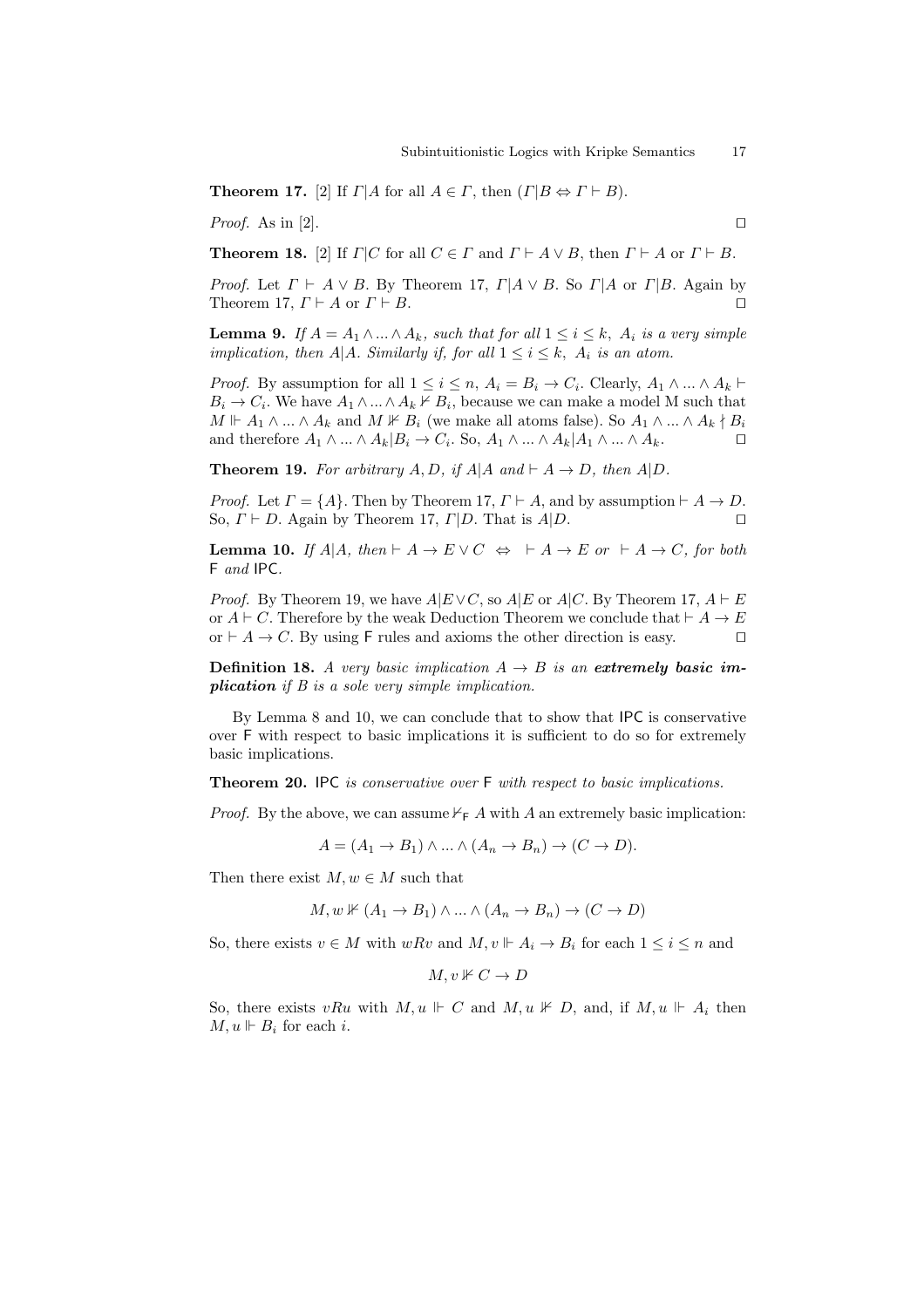**Theorem 17.** [2] If $\Gamma | A$ for all $A \in \Gamma$, then $(\Gamma | B \Leftrightarrow \Gamma \vdash B)$.

*Proof.* As in [2]. $\square$

**Theorem 18.** [2] If $\Gamma | C$ for all $C \in \Gamma$ and $\Gamma \vdash A \vee B$, then $\Gamma \vdash A$ or $\Gamma \vdash B$.

*Proof.* Let $\Gamma \vdash A \vee B$. By Theorem 17, $\Gamma | A \vee B$. So $\Gamma | A$ or $\Gamma | B$. Again by Theorem 17, $\Gamma \vdash A$ or $\Gamma \vdash B$. $\square$

**Lemma 9.** *If $A = A_1 \wedge ... \wedge A_k$, such that for all $1 \leq i \leq k$, $A_i$ is a very simple implication, then $A|A$. Similarly if, for all $1 \leq i \leq k$, $A_i$ is an atom.*

*Proof.* By assumption for all $1 \leq i \leq n$, $A_i = B_i \to C_i$. Clearly, $A_1 \wedge ... \wedge A_k \vdash B_i \to C_i$. We have $A_1 \wedge ... \wedge A_k \nvdash B_i$, because we can make a model M such that $M \Vdash A_1 \wedge ... \wedge A_k$ and $M \nVdash B_i$ (we make all atoms false). So $A_1 \wedge ... \wedge A_k \nmid B_i$ and therefore $A_1 \wedge ... \wedge A_k | B_i \to C_i$. So, $A_1 \wedge ... \wedge A_k | A_1 \wedge ... \wedge A_k$. $\square$

**Theorem 19.** *For arbitrary $A, D$, if $A|A$ and $\vdash A \to D$, then $A|D$.*

*Proof.* Let $\Gamma = \{A\}$. Then by Theorem 17, $\Gamma \vdash A$, and by assumption $\vdash A \to D$. So, $\Gamma \vdash D$. Again by Theorem 17, $\Gamma | D$. That is $A|D$. $\square$

**Lemma 10.** *If $A|A$, then $\vdash A \to E \vee C \;\; \Leftrightarrow \;\; \vdash A \to E$ or $\vdash A \to C$, for both* F *and* IPC.

*Proof.* By Theorem 19, we have $A|E \vee C$, so $A|E$ or $A|C$. By Theorem 17, $A \vdash E$ or $A \vdash C$. Therefore by the weak Deduction Theorem we conclude that $\vdash A \to E$ or $\vdash A \to C$. By using F rules and axioms the other direction is easy. $\square$

**Definition 18.** *A very basic implication $A \to B$ is an **extremely basic implication** if $B$ is a sole very simple implication.*

By Lemma 8 and 10, we can conclude that to show that IPC is conservative over F with respect to basic implications it is sufficient to do so for extremely basic implications.

**Theorem 20.** IPC *is conservative over* F *with respect to basic implications.*

*Proof.* By the above, we can assume $\nvdash_{\mathsf{F}} A$ with $A$ an extremely basic implication:

$$A = (A_1 \to B_1) \wedge ... \wedge (A_n \to B_n) \to (C \to D).$$

Then there exist $M, w \in M$ such that

$$M, w \nVdash (A_1 \to B_1) \wedge ... \wedge (A_n \to B_n) \to (C \to D)$$

So, there exists $v \in M$ with $wRv$ and $M, v \Vdash A_i \to B_i$ for each $1 \leq i \leq n$ and

$$M, v \nVdash C \to D$$

So, there exists $vRu$ with $M, u \Vdash C$ and $M, u \nVdash D$, and, if $M, u \Vdash A_i$ then $M, u \Vdash B_i$ for each $i$.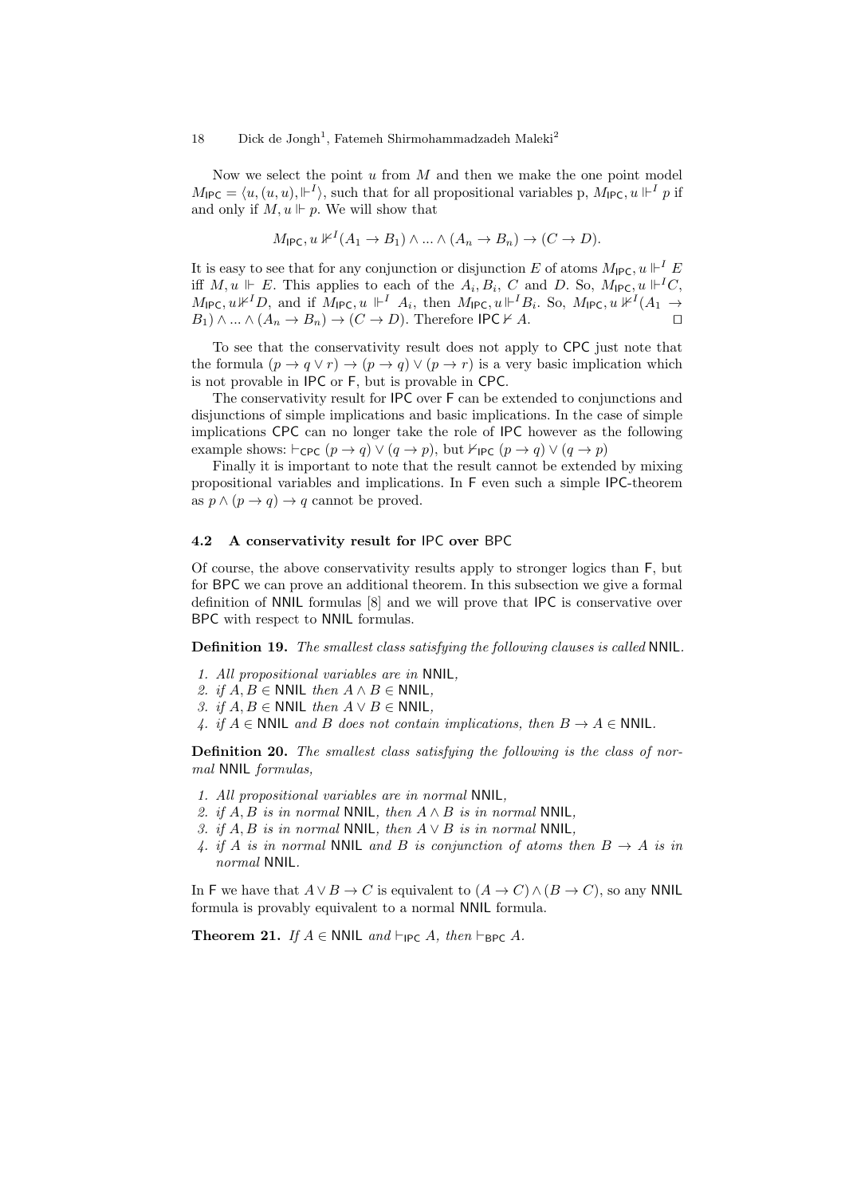Now we select the point $u$ from $M$ and then we make the one point model $M_{\mathsf{IPC}} = \langle u, (u,u), \Vdash^I \rangle$, such that for all propositional variables p, $M_{\mathsf{IPC}}, u \Vdash^I p$ if and only if $M, u \Vdash p$. We will show that

$$M_{\mathsf{IPC}}, u \nVdash^I (A_1 \to B_1) \wedge ... \wedge (A_n \to B_n) \to (C \to D).$$

It is easy to see that for any conjunction or disjunction $E$ of atoms $M_{\mathsf{IPC}}, u \Vdash^I E$ iff $M, u \Vdash E$. This applies to each of the $A_i, B_i$, $C$ and $D$. So, $M_{\mathsf{IPC}}, u \Vdash^I C$, $M_{\mathsf{IPC}}, u \nVdash^I D$, and if $M_{\mathsf{IPC}}, u \Vdash^I A_i$, then $M_{\mathsf{IPC}}, u \Vdash^I B_i$. So, $M_{\mathsf{IPC}}, u \nVdash^I (A_1 \to B_1) \wedge ... \wedge (A_n \to B_n) \to (C \to D)$. Therefore $\mathsf{IPC} \nvdash A$. ☐

To see that the conservativity result does not apply to CPC just note that the formula $(p \to q \vee r) \to (p \to q) \vee (p \to r)$ is a very basic implication which is not provable in IPC or F, but is provable in CPC.

The conservativity result for IPC over F can be extended to conjunctions and disjunctions of simple implications and basic implications. In the case of simple implications CPC can no longer take the role of IPC however as the following example shows: $\vdash_{\mathsf{CPC}} (p \to q) \vee (q \to p)$, but $\nvdash_{\mathsf{IPC}} (p \to q) \vee (q \to p)$

Finally it is important to note that the result cannot be extended by mixing propositional variables and implications. In F even such a simple IPC-theorem as $p \wedge (p \to q) \to q$ cannot be proved.

### 4.2 A conservativity result for IPC over BPC

Of course, the above conservativity results apply to stronger logics than F, but for BPC we can prove an additional theorem. In this subsection we give a formal definition of NNIL formulas [8] and we will prove that IPC is conservative over BPC with respect to NNIL formulas.

**Definition 19.** *The smallest class satisfying the following clauses is called* NNIL.

1. *All propositional variables are in* NNIL,
2. *if* $A, B \in \mathsf{NNIL}$ *then* $A \wedge B \in \mathsf{NNIL}$,
3. *if* $A, B \in \mathsf{NNIL}$ *then* $A \vee B \in \mathsf{NNIL}$,
4. *if* $A \in \mathsf{NNIL}$ *and* $B$ *does not contain implications, then* $B \to A \in \mathsf{NNIL}$.

**Definition 20.** *The smallest class satisfying the following is the class of normal* NNIL *formulas,*

1. *All propositional variables are in normal* NNIL,
2. *if* $A, B$ *is in normal* NNIL, *then* $A \wedge B$ *is in normal* NNIL,
3. *if* $A, B$ *is in normal* NNIL, *then* $A \vee B$ *is in normal* NNIL,
4. *if* $A$ *is in normal* NNIL *and* $B$ *is conjunction of atoms then* $B \to A$ *is in normal* NNIL.

In F we have that $A \vee B \to C$ is equivalent to $(A \to C) \wedge (B \to C)$, so any NNIL formula is provably equivalent to a normal NNIL formula.

**Theorem 21.** *If* $A \in \mathsf{NNIL}$ *and* $\vdash_{\mathsf{IPC}} A$, *then* $\vdash_{\mathsf{BPC}} A$.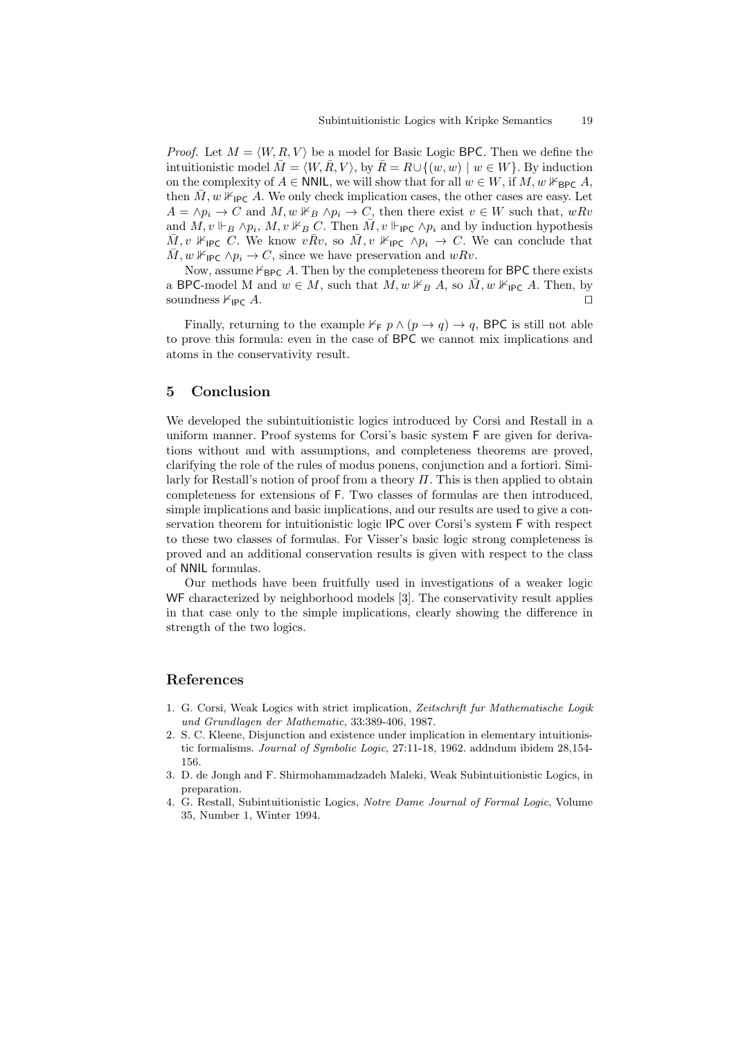*Proof.* Let $M = \langle W, R, V\rangle$ be a model for Basic Logic BPC. Then we define the intuitionistic model $\bar{M} = \langle W, \bar{R}, V\rangle$, by $\bar{R} = R \cup \{(w, w) \mid w \in W\}$. By induction on the complexity of $A \in$ NNIL, we will show that for all $w \in W$, if $M, w \nVdash_{\mathsf{BPC}} A$, then $\bar{M}, w \nVdash_{\mathsf{IPC}} A$. We only check implication cases, the other cases are easy. Let $A = \wedge p_i \to C$ and $M, w \nVdash_B \wedge p_i \to C$, then there exist $v \in W$ such that, $wRv$ and $M, v \Vdash_B \wedge p_i$, $M, v \nVdash_B C$. Then $\bar{M}, v \Vdash_{\mathsf{IPC}} \wedge p_i$ and by induction hypothesis $\bar{M}, v \nVdash_{\mathsf{IPC}} C$. We know $v\bar{R}v$, so $\bar{M}, v \nVdash_{\mathsf{IPC}} \wedge p_i \to C$. We can conclude that $\bar{M}, w \nVdash_{\mathsf{IPC}} \wedge p_i \to C$, since we have preservation and $wRv$.

Now, assume $\nvdash_{\mathsf{BPC}} A$. Then by the completeness theorem for BPC there exists a BPC-model M and $w \in M$, such that $M, w \nVdash_B A$, so $\bar{M}, w \nVdash_{\mathsf{IPC}} A$. Then, by soundness $\nvdash_{\mathsf{IPC}} A$. ⊓⊔

Finally, returning to the example $\nvdash_{\mathsf{F}} p \wedge (p \to q) \to q$, BPC is still not able to prove this formula: even in the case of BPC we cannot mix implications and atoms in the conservativity result.

## 5 Conclusion

We developed the subintuitionistic logics introduced by Corsi and Restall in a uniform manner. Proof systems for Corsi's basic system F are given for derivations without and with assumptions, and completeness theorems are proved, clarifying the role of the rules of modus ponens, conjunction and a fortiori. Similarly for Restall's notion of proof from a theory $\Pi$. This is then applied to obtain completeness for extensions of F. Two classes of formulas are then introduced, simple implications and basic implications, and our results are used to give a conservation theorem for intuitionistic logic IPC over Corsi's system F with respect to these two classes of formulas. For Visser's basic logic strong completeness is proved and an additional conservation results is given with respect to the class of NNIL formulas.

Our methods have been fruitfully used in investigations of a weaker logic WF characterized by neighborhood models [3]. The conservativity result applies in that case only to the simple implications, clearly showing the difference in strength of the two logics.

## References

1. G. Corsi, Weak Logics with strict implication, *Zeitschrift fur Mathematische Logik und Grundlagen der Mathematic*, 33:389-406, 1987.
2. S. C. Kleene, Disjunction and existence under implication in elementary intuitionistic formalisms. *Journal of Symbolic Logic*, 27:11-18, 1962. addndum ibidem 28,154-156.
3. D. de Jongh and F. Shirmohammadzadeh Maleki, Weak Subintuitionistic Logics, in preparation.
4. G. Restall, Subintuitionistic Logics, *Notre Dame Journal of Formal Logic*, Volume 35, Number 1, Winter 1994.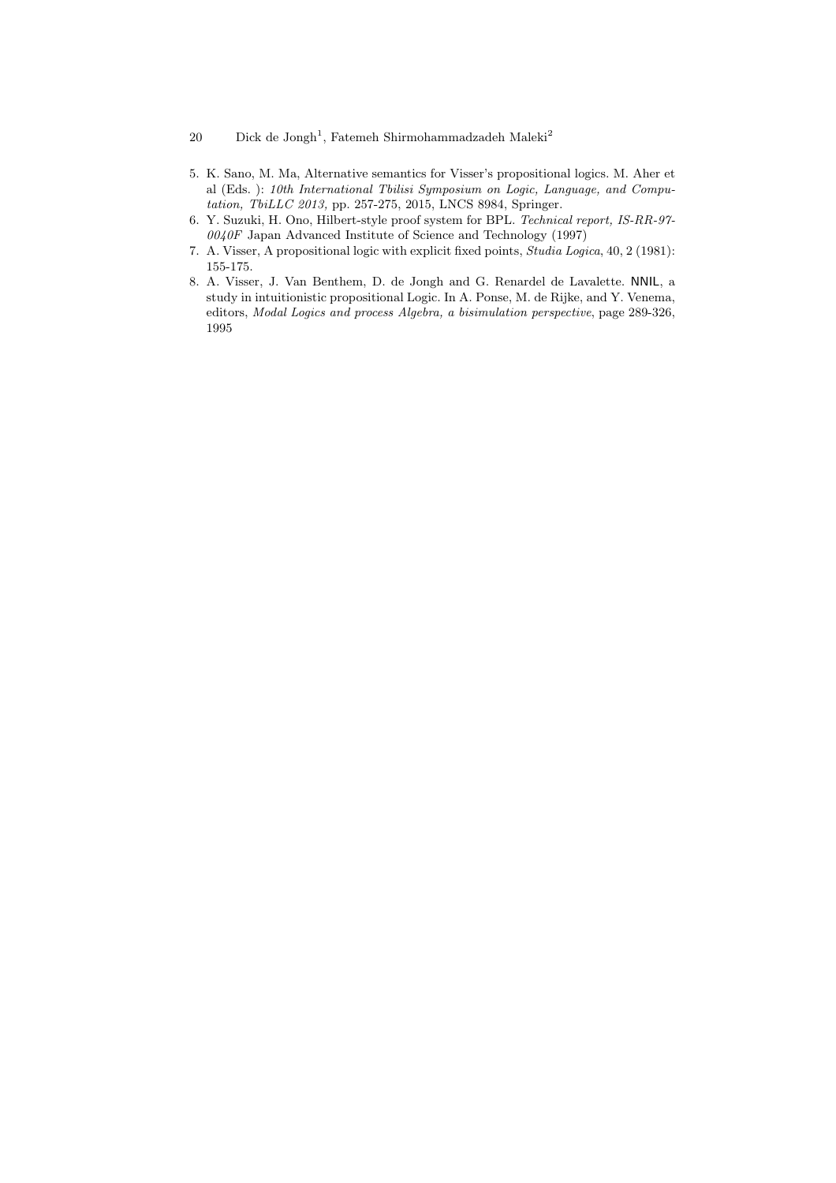5. K. Sano, M. Ma, Alternative semantics for Visser's propositional logics. M. Aher et al (Eds. ): *10th International Tbilisi Symposium on Logic, Language, and Computation, TbiLLC 2013,* pp. 257-275, 2015, LNCS 8984, Springer.
6. Y. Suzuki, H. Ono, Hilbert-style proof system for BPL. *Technical report, IS-RR-97-0040F* Japan Advanced Institute of Science and Technology (1997)
7. A. Visser, A propositional logic with explicit fixed points, *Studia Logica*, 40, 2 (1981): 155-175.
8. A. Visser, J. Van Benthem, D. de Jongh and G. Renardel de Lavalette. NNIL, a study in intuitionistic propositional Logic. In A. Ponse, M. de Rijke, and Y. Venema, editors, *Modal Logics and process Algebra, a bisimulation perspective*, page 289-326, 1995